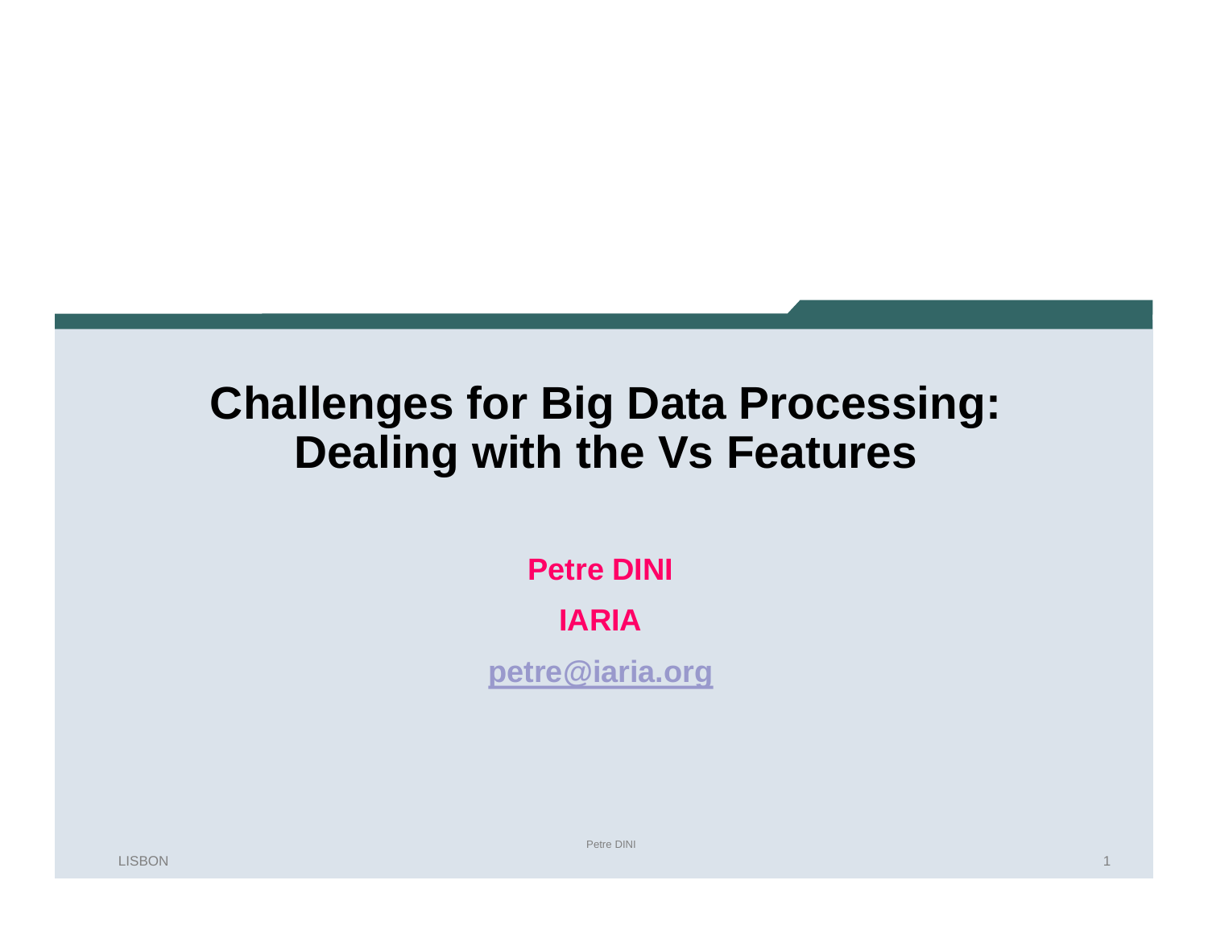# Challenges for Big Data Processing: Dealing with the Vs Features

**Petre DINI**

**IARIA**

**petre@iaria.org**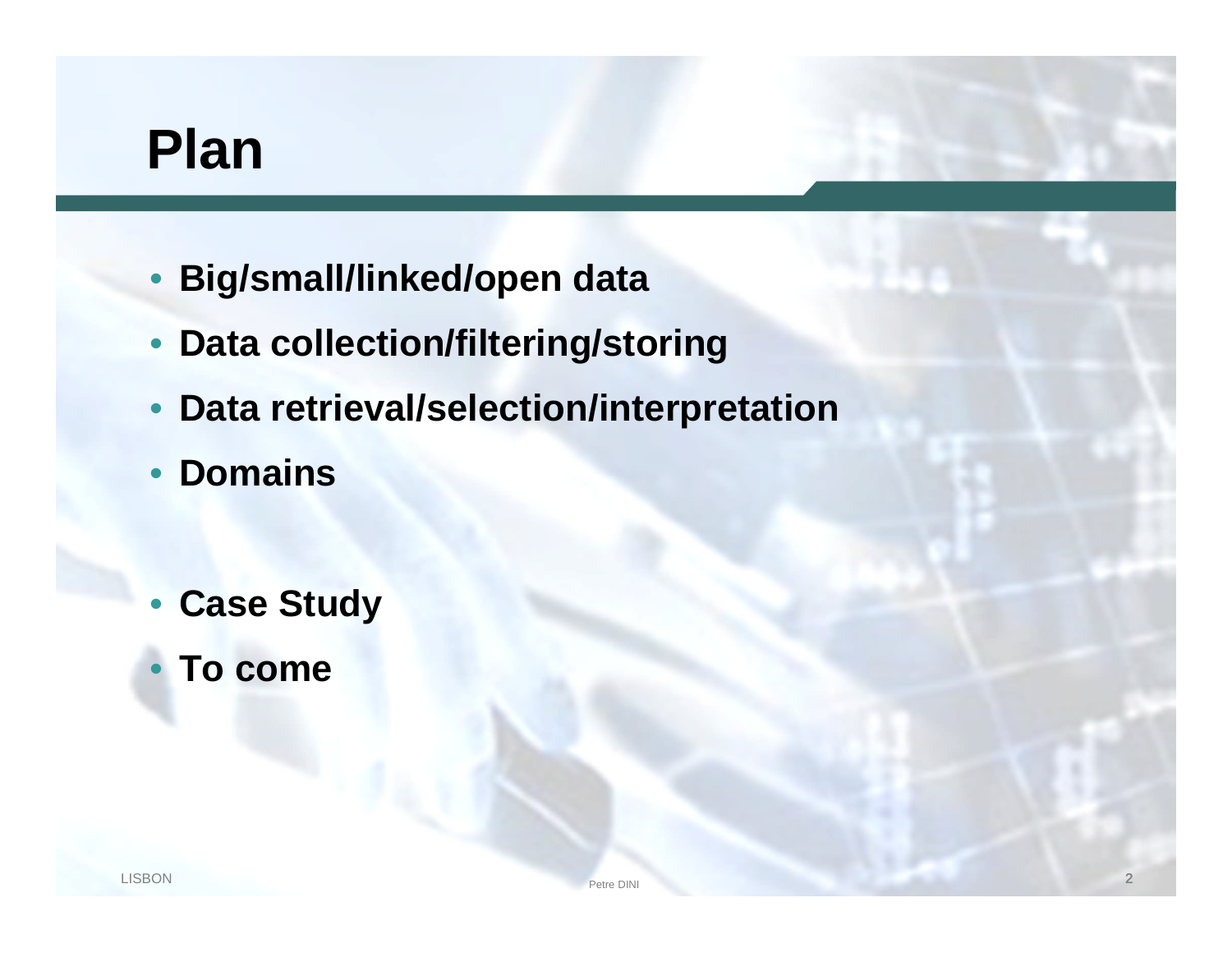# Plan

- **Big/small/linked/open data**
- **Data collection/filtering/storing**
- **Data retrieval/selection/interpretation**
- **Domains**

- **Case Study**
- **To come**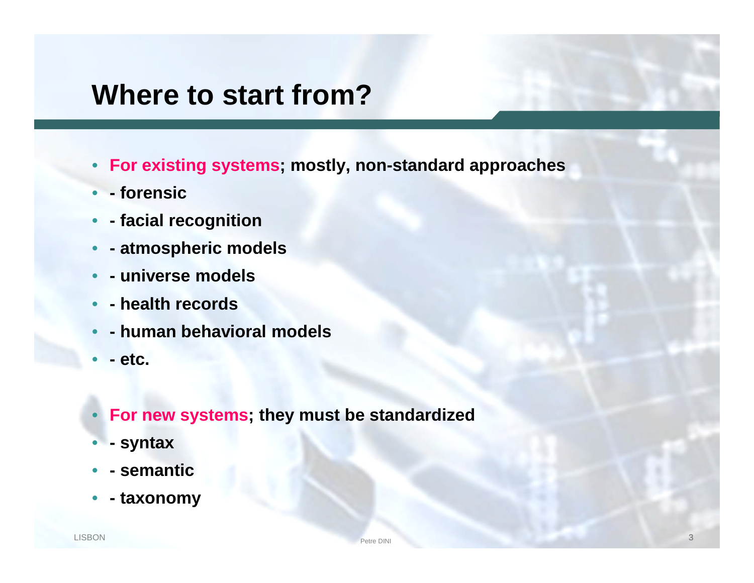# Where to start from?

- **For existing systems; mostly, non-standard approaches**
- **- forensic**
- **- facial recognition**
- **- atmospheric models**
- **- universe models**
- **- health records**
- **- human behavioral models**
- **- etc.**

- **For new systems; they must be standardized**
- **- syntax**
- **- semantic**
- **- taxonomy**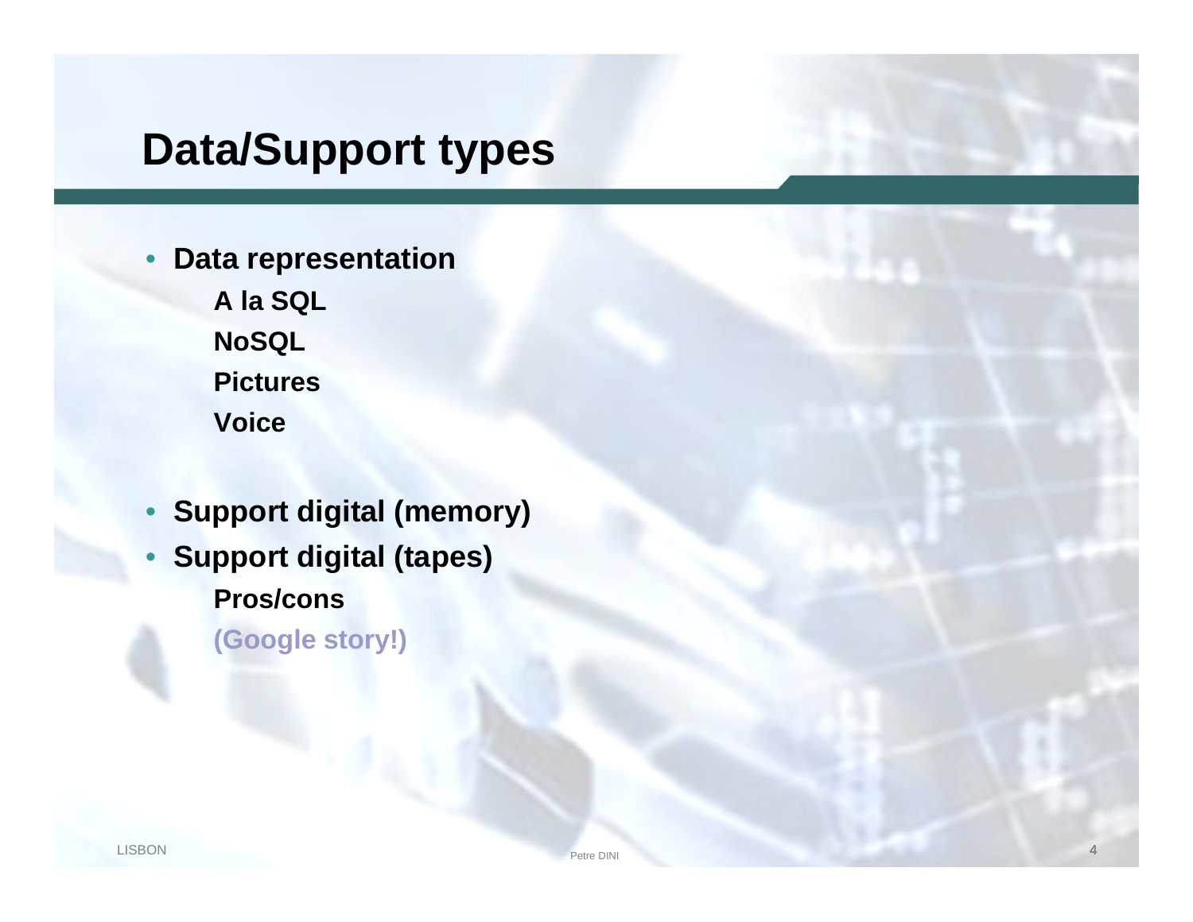# Data/Support types

- **Data representation**
  - **A la SQL**
  - **NoSQL**
  - **Pictures**
  - **Voice**

- **Support digital (memory)**
- **Support digital (tapes)**
  - **Pros/cons**
  - **(Google story!)**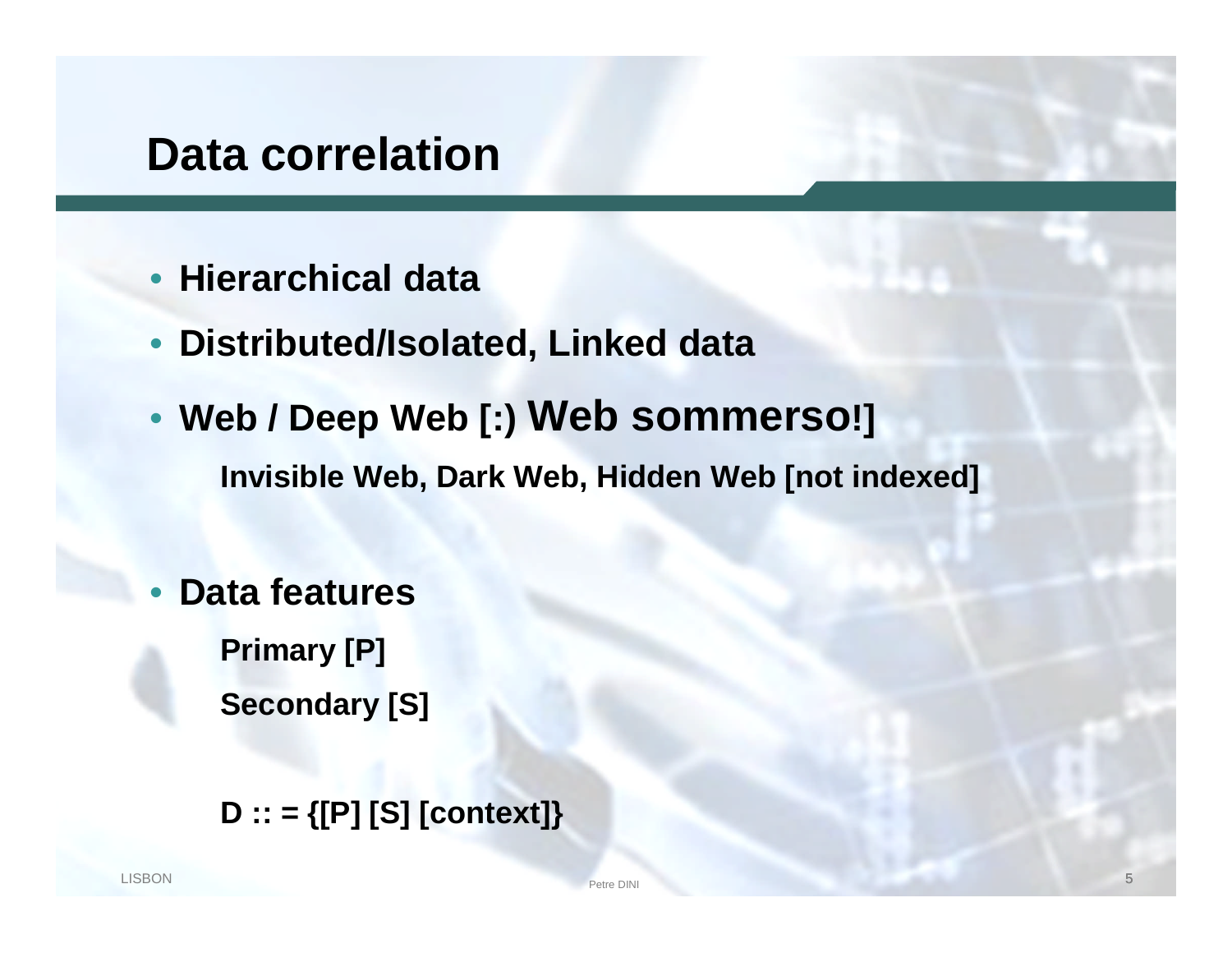# Data correlation

- **Hierarchical data**
- **Distributed/Isolated, Linked data**
- **Web / Deep Web [:) Web sommerso!]**
  - **Invisible Web, Dark Web, Hidden Web [not indexed]**
- **Data features**
  - **Primary [P]**
  - **Secondary [S]**

  **D :: = {[P] [S] [context]}**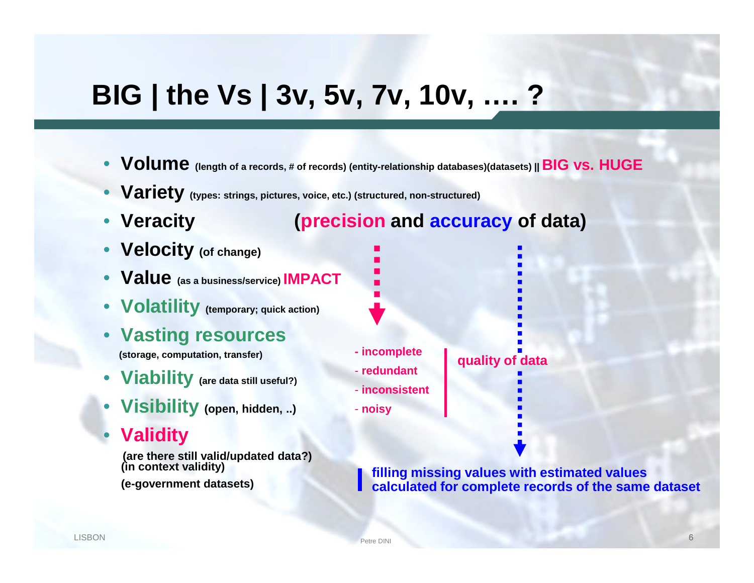# BIG | the Vs | 3v, 5v, 7v, 10v, …. ?

- **Volume** (length of a records, # of records) (entity-relationship databases)(datasets) || **BIG vs. HUGE**
- **Variety** (types: strings, pictures, voice, etc.) (structured, non-structured)
- **Veracity** (**precision** and **accuracy** of data)
- **Velocity** (of change)
- **Value** (as a business/service) **IMPACT**
- **Volatility** (temporary; quick action)
- **Vasting resources**
  (storage, computation, transfer)
- **Viability** (are data still useful?)
- **Visibility** (open, hidden, ..)
- **Validity**
  (are there still valid/updated data?)
  (in context validity)
  (e-government datasets)

- incomplete
- redundant
- inconsistent
- noisy

quality of data

filling missing values with estimated values calculated for complete records of the same dataset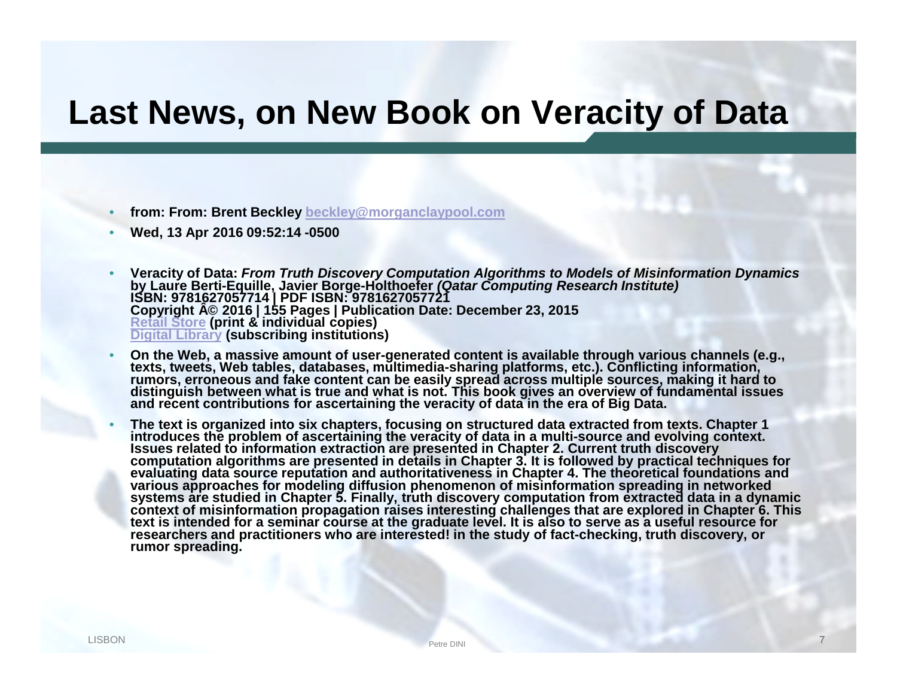# Last News, on New Book on Veracity of Data

- **from: From: Brent Beckley [beckley@morganclaypool.com](mailto:beckley@morganclaypool.com)**
- **Wed, 13 Apr 2016 09:52:14 -0500**

- **Veracity of Data:** ***From Truth Discovery Computation Algorithms to Models of Misinformation Dynamics***
  **by Laure Berti-Equille, Javier Borge-Holthoefer** ***(Qatar Computing Research Institute)***
  **ISBN: 9781627057714 | PDF ISBN: 9781627057721**
  **Copyright Â© 2016 | 155 Pages | Publication Date: December 23, 2015**
  **Retail Store (print & individual copies)**
  **Digital Library (subscribing institutions)**
- **On the Web, a massive amount of user-generated content is available through various channels (e.g., texts, tweets, Web tables, databases, multimedia-sharing platforms, etc.). Conflicting information, rumors, erroneous and fake content can be easily spread across multiple sources, making it hard to distinguish between what is true and what is not. This book gives an overview of fundamental issues and recent contributions for ascertaining the veracity of data in the era of Big Data.**
- **The text is organized into six chapters, focusing on structured data extracted from texts. Chapter 1 introduces the problem of ascertaining the veracity of data in a multi-source and evolving context. Issues related to information extraction are presented in Chapter 2. Current truth discovery computation algorithms are presented in details in Chapter 3. It is followed by practical techniques for evaluating data source reputation and authoritativeness in Chapter 4. The theoretical foundations and various approaches for modeling diffusion phenomenon of misinformation spreading in networked systems are studied in Chapter 5. Finally, truth discovery computation from extracted data in a dynamic context of misinformation propagation raises interesting challenges that are explored in Chapter 6. This text is intended for a seminar course at the graduate level. It is also to serve as a useful resource for researchers and practitioners who are interested! in the study of fact-checking, truth discovery, or rumor spreading.**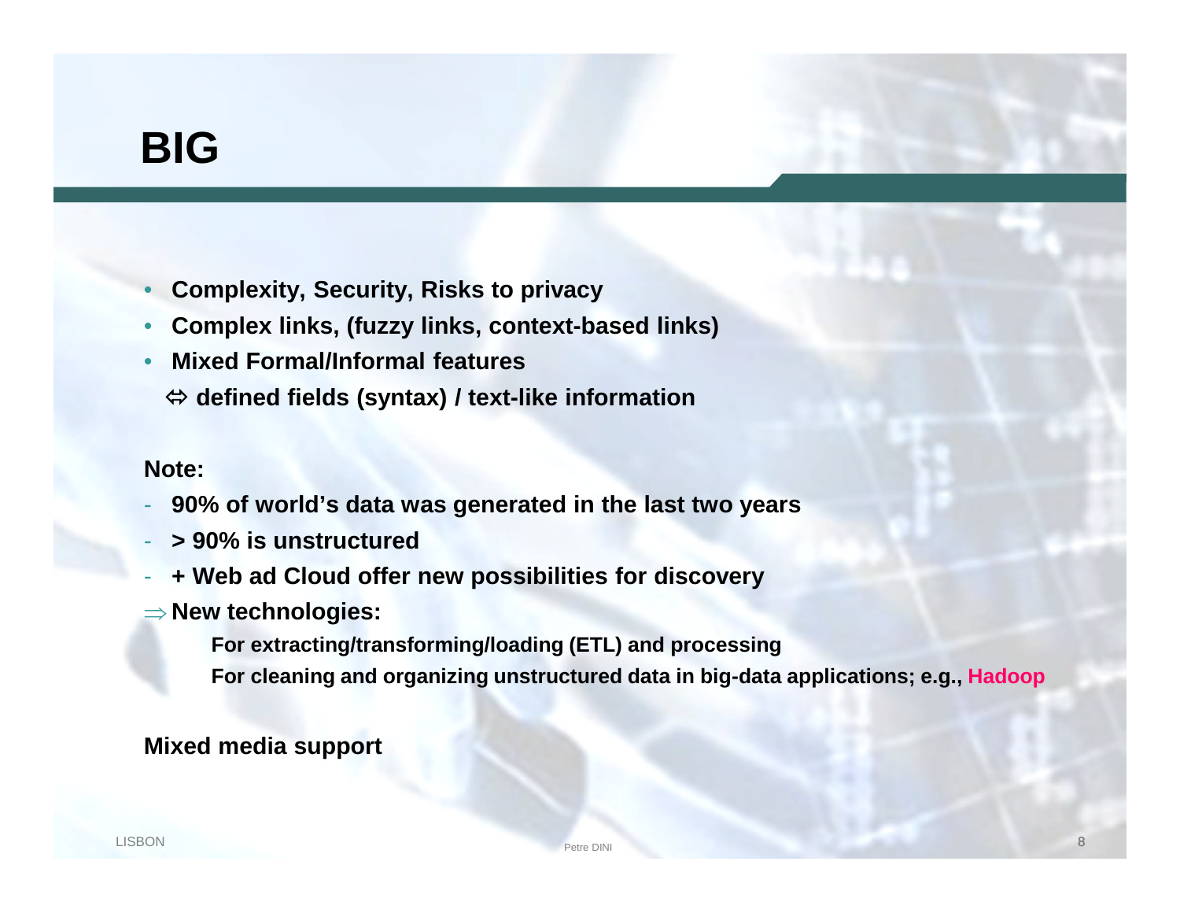# BIG

- **Complexity, Security, Risks to privacy**
- **Complex links, (fuzzy links, context-based links)**
- **Mixed Formal/Informal features**

  ⇔ **defined fields (syntax) / text-like information**

**Note:**

- **90% of world's data was generated in the last two years**
- **> 90% is unstructured**
- **+ Web ad Cloud offer new possibilities for discovery**

⇒ **New technologies:**

  **For extracting/transforming/loading (ETL) and processing**

  **For cleaning and organizing unstructured data in big-data applications; e.g., Hadoop**

**Mixed media support**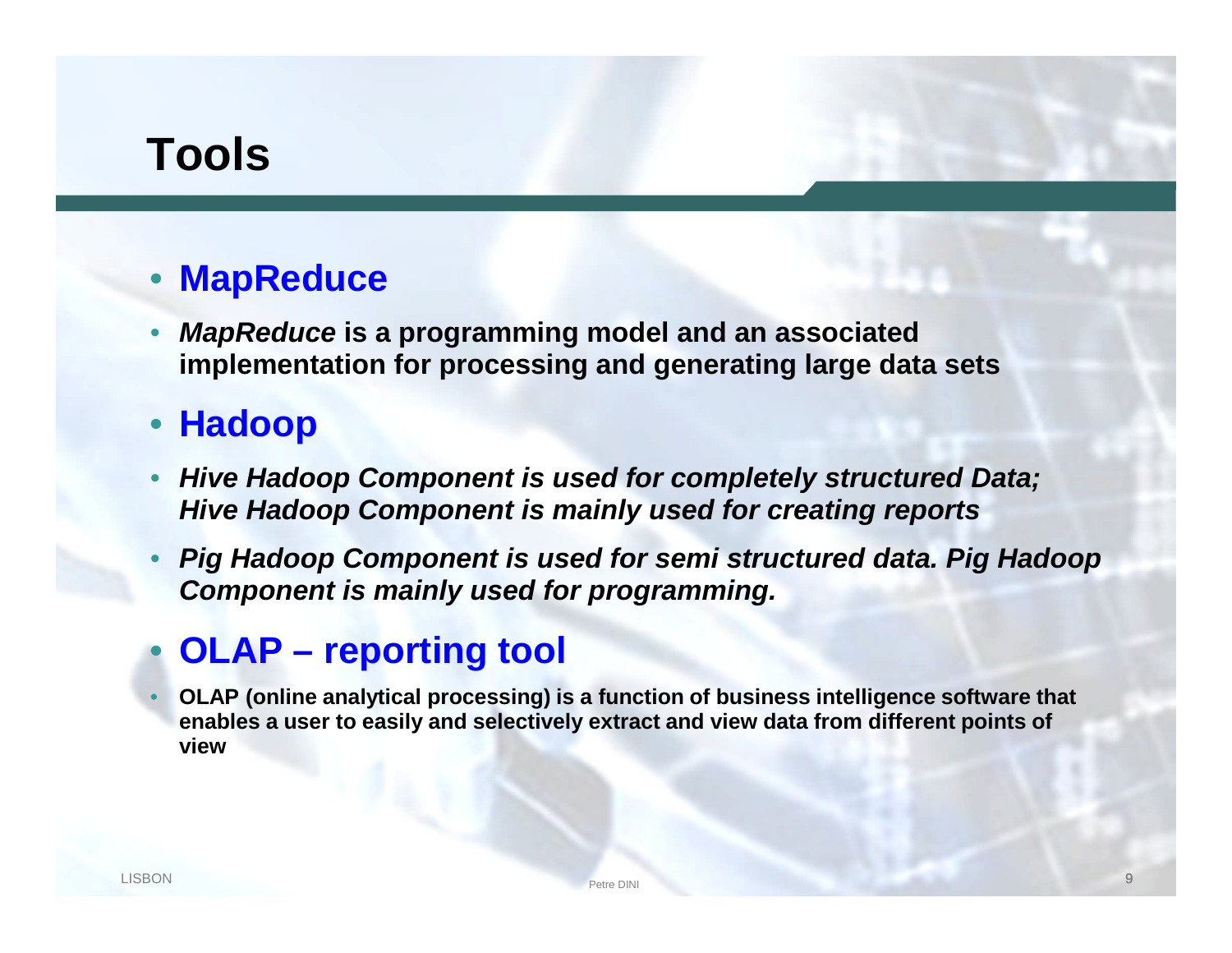# Tools

- **MapReduce**
- ***MapReduce*** **is a programming model and an associated implementation for processing and generating large data sets**
- **Hadoop**
- ***Hive Hadoop Component is used for completely structured Data; Hive Hadoop Component is mainly used for creating reports***
- ***Pig Hadoop Component is used for semi structured data. Pig Hadoop Component is mainly used for programming.***
- **OLAP – reporting tool**
- **OLAP (online analytical processing) is a function of business intelligence software that enables a user to easily and selectively extract and view data from different points of view**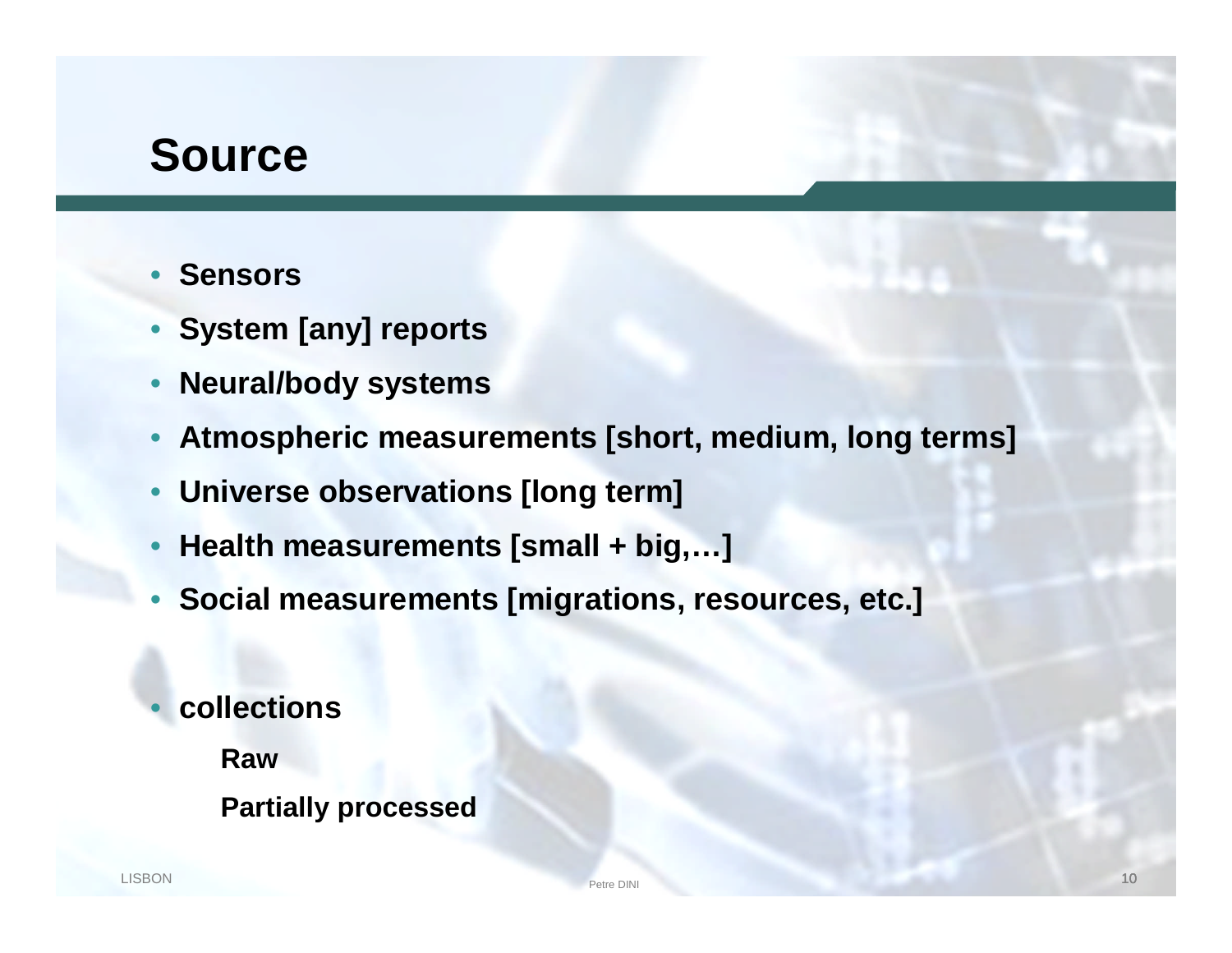# Source

- **Sensors**
- **System [any] reports**
- **Neural/body systems**
- **Atmospheric measurements [short, medium, long terms]**
- **Universe observations [long term]**
- **Health measurements [small + big,…]**
- **Social measurements [migrations, resources, etc.]**

- **collections**
  - **Raw**
  - **Partially processed**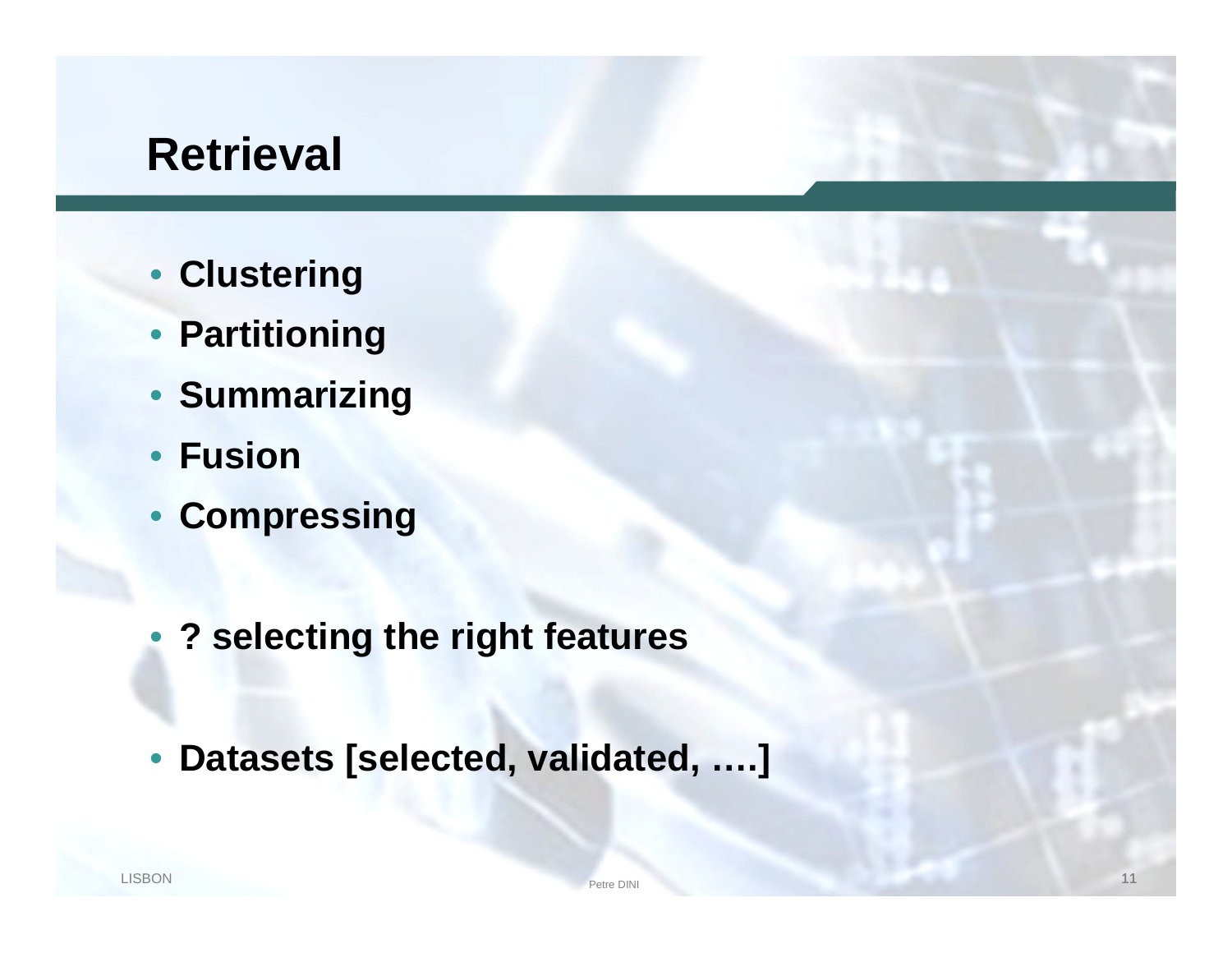# Retrieval

- **Clustering**
- **Partitioning**
- **Summarizing**
- **Fusion**
- **Compressing**

- **? selecting the right features**

- **Datasets [selected, validated, ….]**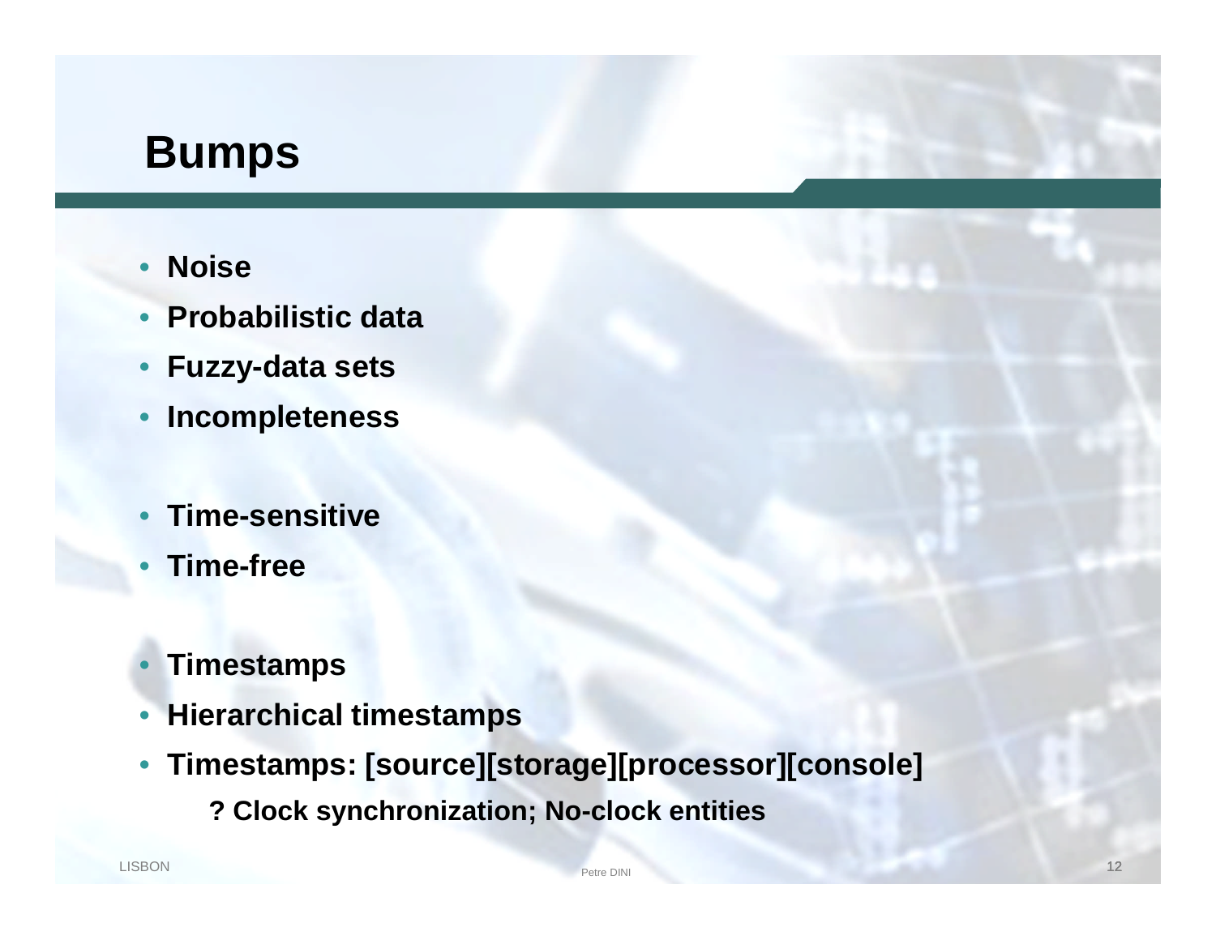# Bumps

- Noise
- Probabilistic data
- Fuzzy-data sets
- Incompleteness

- Time-sensitive
- Time-free

- Timestamps
- Hierarchical timestamps
- Timestamps: [source][storage][processor][console]
  - ? Clock synchronization; No-clock entities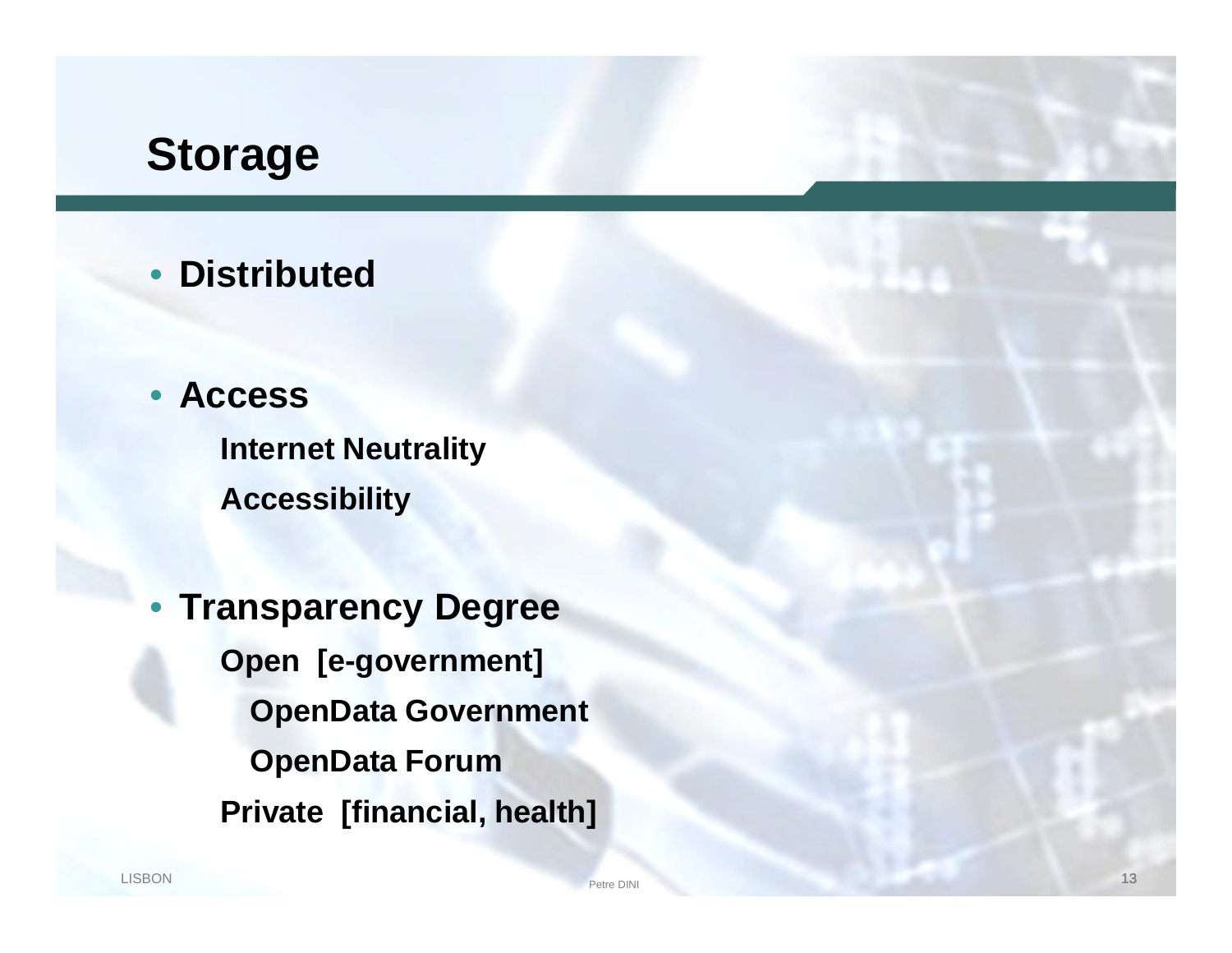# Storage

- **Distributed**

- **Access**
  - **Internet Neutrality**
  - **Accessibility**

- **Transparency Degree**
  - **Open [e-government]**
    - **OpenData Government**
    - **OpenData Forum**
  - **Private [financial, health]**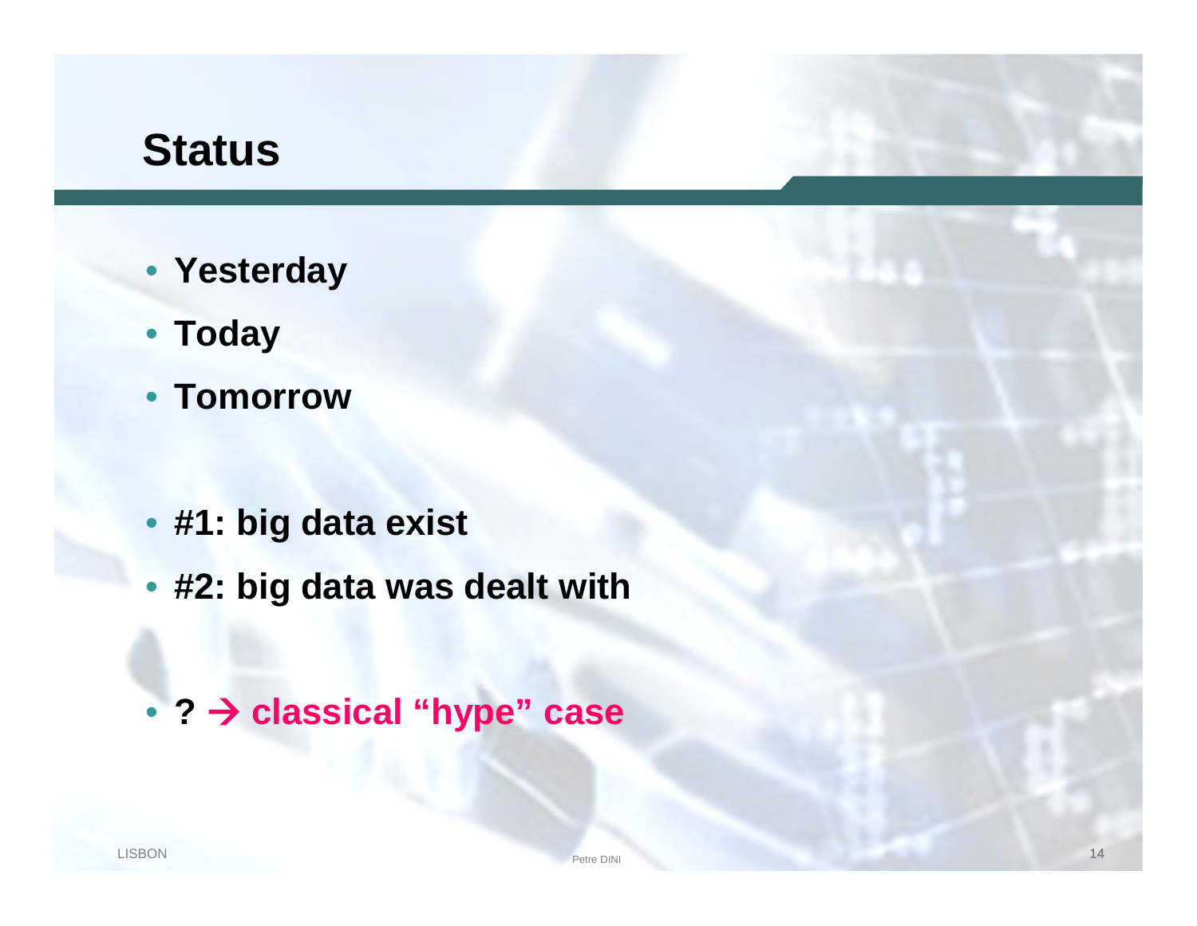# Status

- **Yesterday**
- **Today**
- **Tomorrow**

- **#1: big data exist**
- **#2: big data was dealt with**

- **? → classical "hype" case**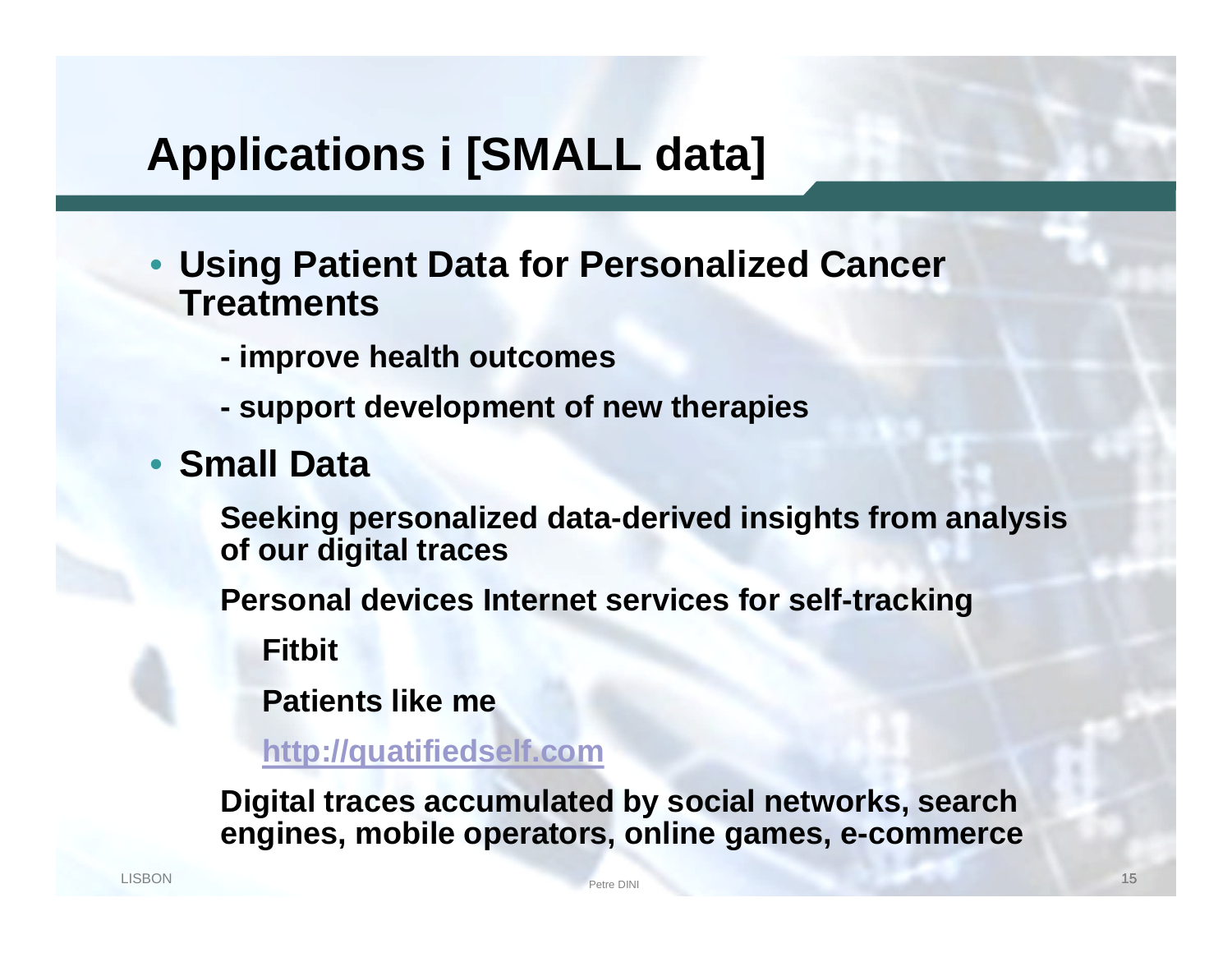# Applications i [SMALL data]

- **Using Patient Data for Personalized Cancer Treatments**
  - **- improve health outcomes**
  - **- support development of new therapies**
- **Small Data**
  - **Seeking personalized data-derived insights from analysis of our digital traces**
  - **Personal devices Internet services for self-tracking**
    - **Fitbit**
    - **Patients like me**
    - **[http://quatifiedself.com](http://quatifiedself.com)**
  - **Digital traces accumulated by social networks, search engines, mobile operators, online games, e-commerce**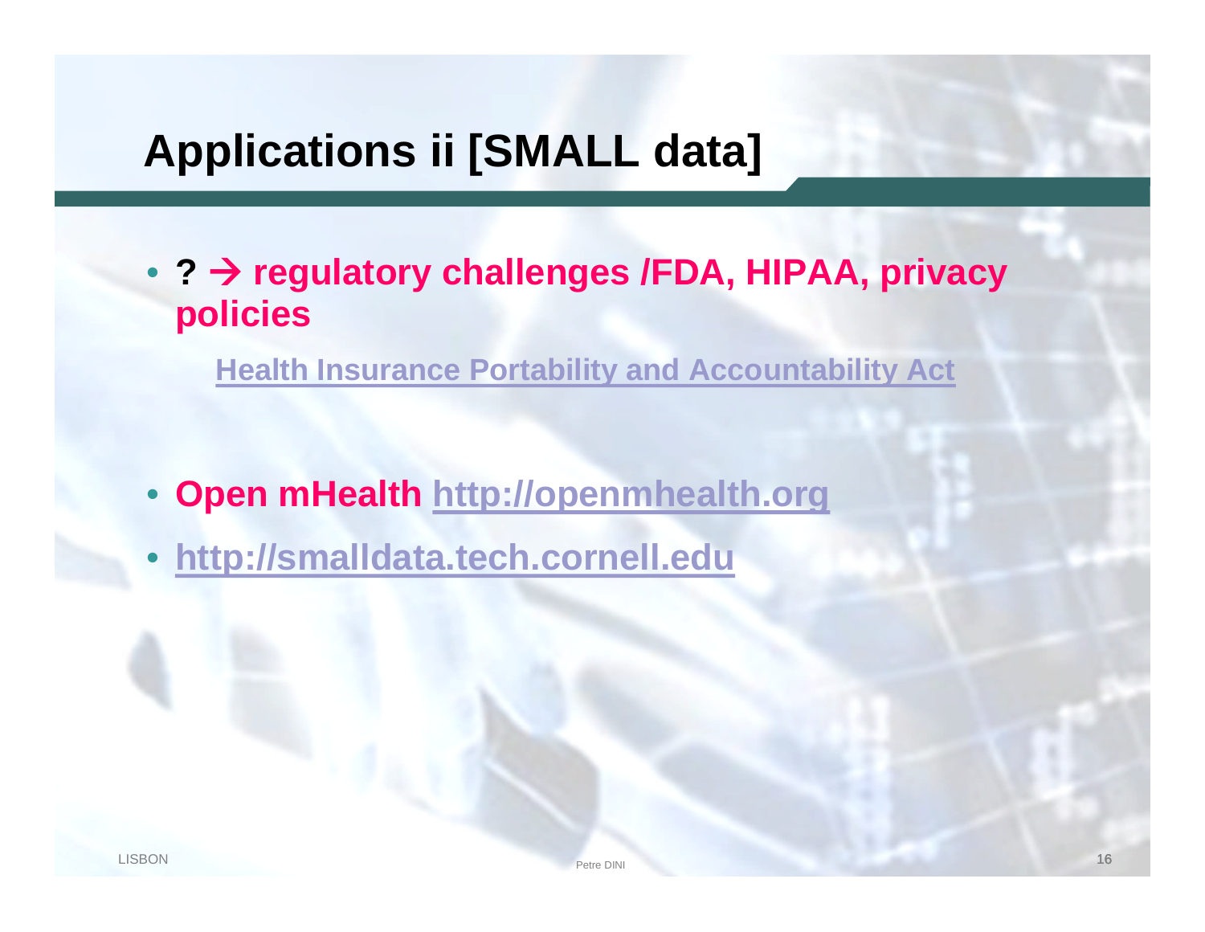# Applications ii [SMALL data]

- **? → regulatory challenges /FDA, HIPAA, privacy policies**

  Health Insurance Portability and Accountability Act

- **Open mHealth** http://openmhealth.org
- http://smalldata.tech.cornell.edu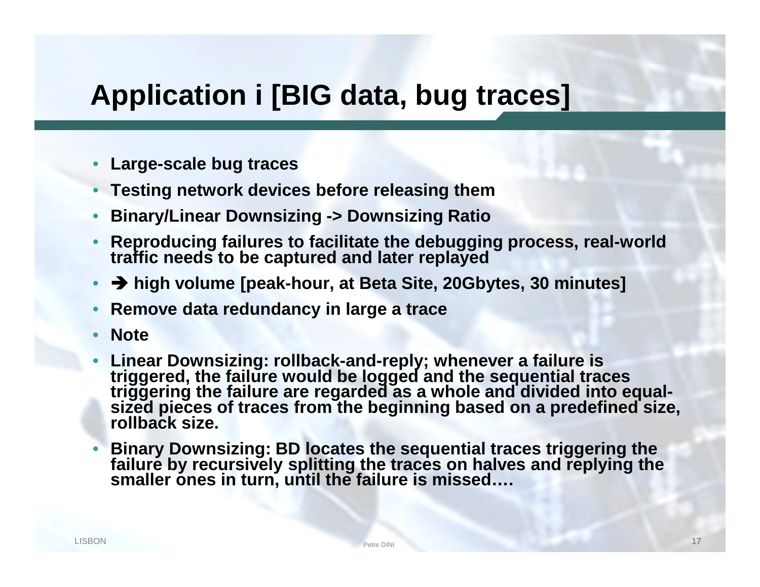# Application i [BIG data, bug traces]

- **Large-scale bug traces**
- **Testing network devices before releasing them**
- **Binary/Linear Downsizing -> Downsizing Ratio**
- **Reproducing failures to facilitate the debugging process, real-world traffic needs to be captured and later replayed**
- **➔ high volume [peak-hour, at Beta Site, 20Gbytes, 30 minutes]**
- **Remove data redundancy in large a trace**
- **Note**
- **Linear Downsizing: rollback-and-reply; whenever a failure is triggered, the failure would be logged and the sequential traces triggering the failure are regarded as a whole and divided into equal-sized pieces of traces from the beginning based on a predefined size, rollback size.**
- **Binary Downsizing: BD locates the sequential traces triggering the failure by recursively splitting the traces on halves and replying the smaller ones in turn, until the failure is missed….**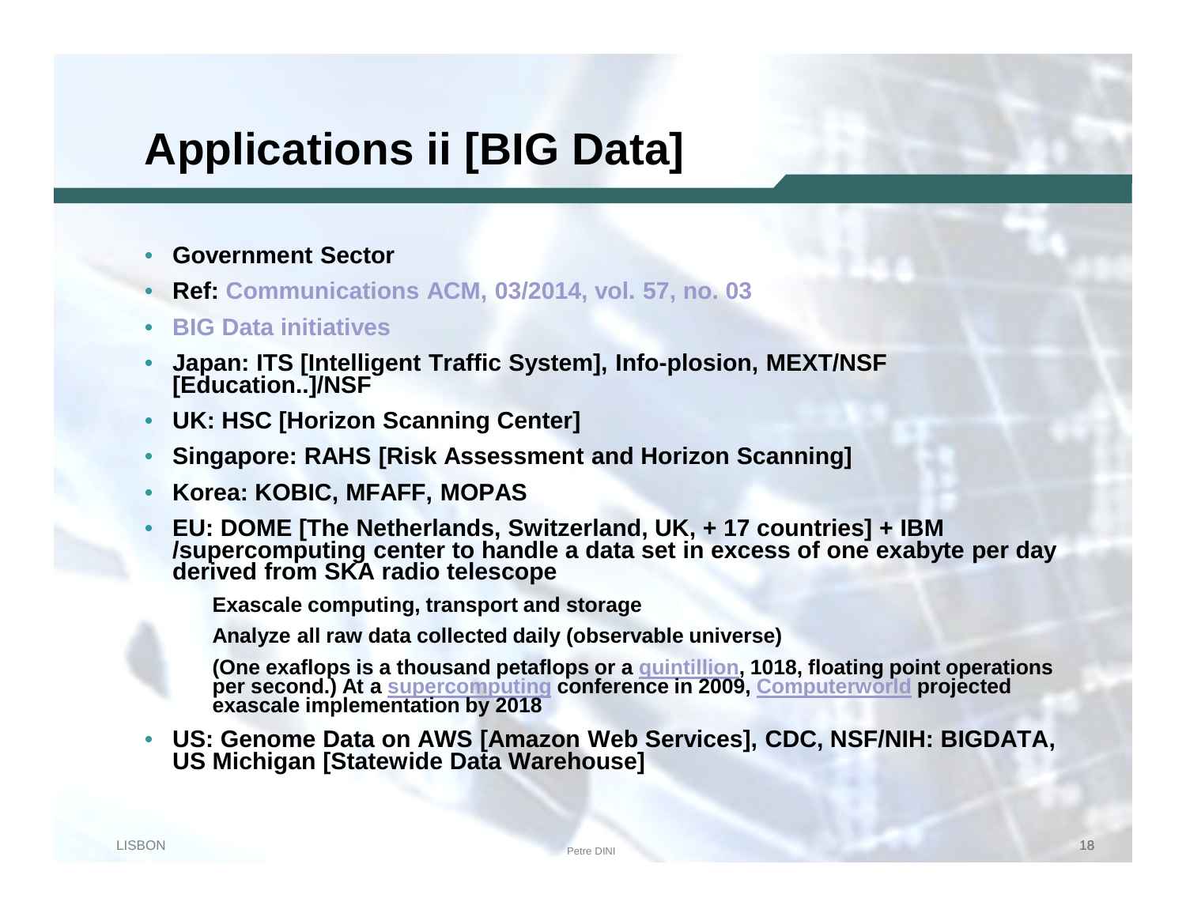# Applications ii [BIG Data]

- **Government Sector**
- **Ref: Communications ACM, 03/2014, vol. 57, no. 03**
- **BIG Data initiatives**
- **Japan: ITS [Intelligent Traffic System], Info-plosion, MEXT/NSF [Education..]/NSF**
- **UK: HSC [Horizon Scanning Center]**
- **Singapore: RAHS [Risk Assessment and Horizon Scanning]**
- **Korea: KOBIC, MFAFF, MOPAS**
- **EU: DOME [The Netherlands, Switzerland, UK, + 17 countries] + IBM /supercomputing center to handle a data set in excess of one exabyte per day derived from SKA radio telescope**
  - **Exascale computing, transport and storage**
  - **Analyze all raw data collected daily (observable universe)**
  - **(One exaflops is a thousand petaflops or a quintillion, 1018, floating point operations per second.) At a supercomputing conference in 2009, Computerworld projected exascale implementation by 2018**
- **US: Genome Data on AWS [Amazon Web Services], CDC, NSF/NIH: BIGDATA, US Michigan [Statewide Data Warehouse]**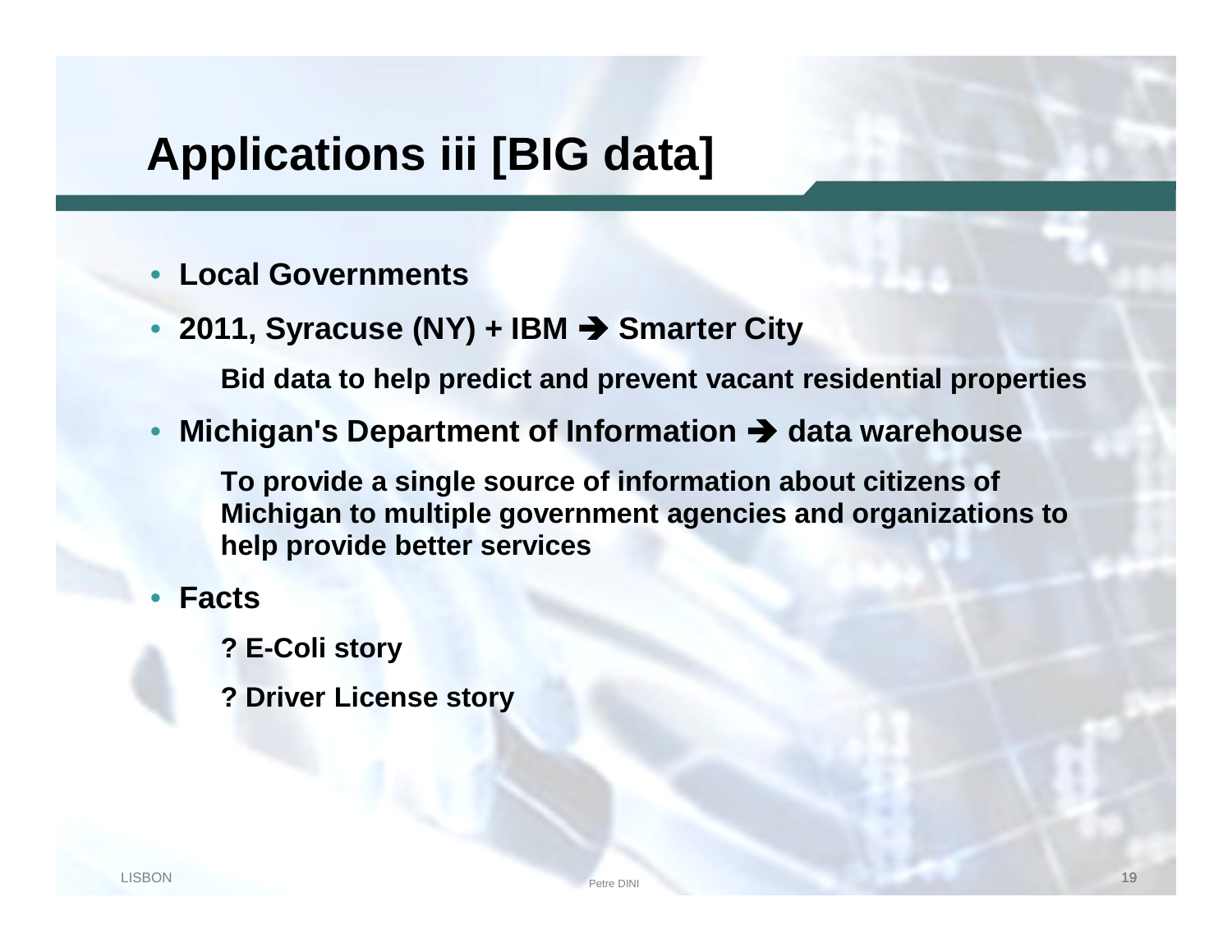# Applications iii [BIG data]

- **Local Governments**
- **2011, Syracuse (NY) + IBM ➔ Smarter City**

  **Bid data to help predict and prevent vacant residential properties**

- **Michigan's Department of Information ➔ data warehouse**

  **To provide a single source of information about citizens of Michigan to multiple government agencies and organizations to help provide better services**

- **Facts**

  **? E-Coli story**

  **? Driver License story**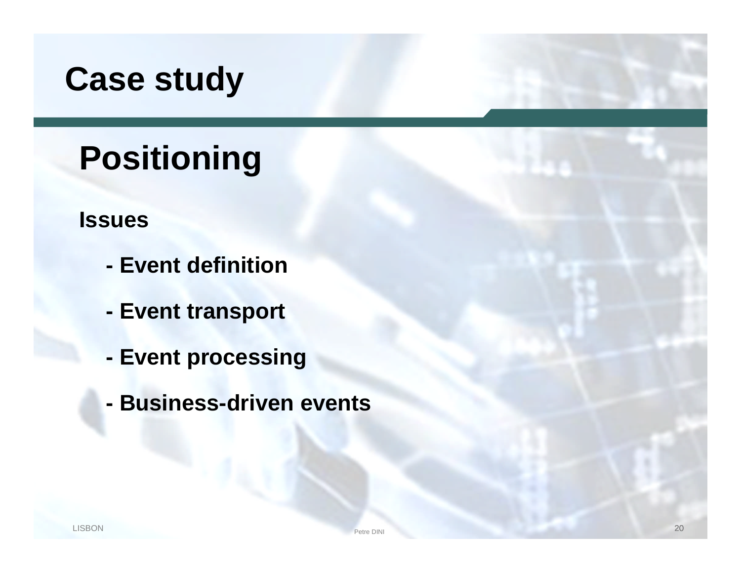# Case study

## Positioning

**Issues**

- **Event definition**
- **Event transport**
- **Event processing**
- **Business-driven events**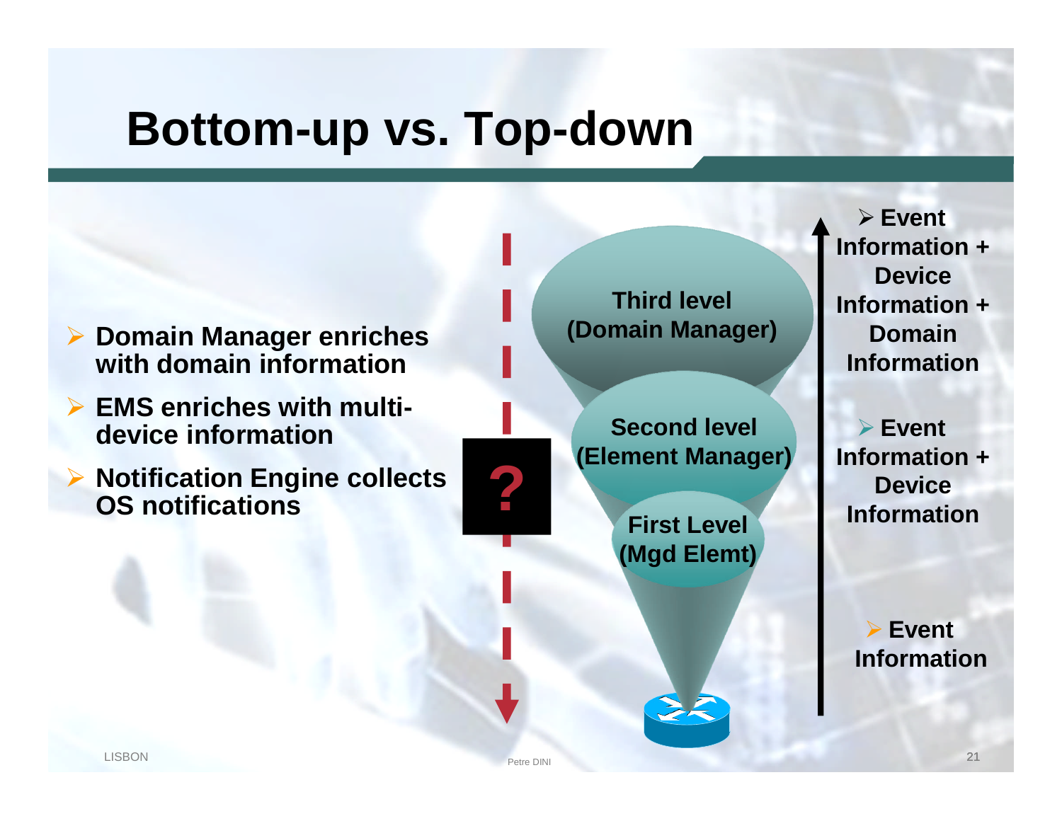# Bottom-up vs. Top-down

- Domain Manager enriches with domain information
- EMS enriches with multi-device information
- Notification Engine collects OS notifications

?

Third level (Domain Manager)

Second level (Element Manager)

First Level (Mgd Elemt)

- Event Information + Device Information + Domain Information
- Event Information + Device Information
- Event Information

LISBON

Petre DINI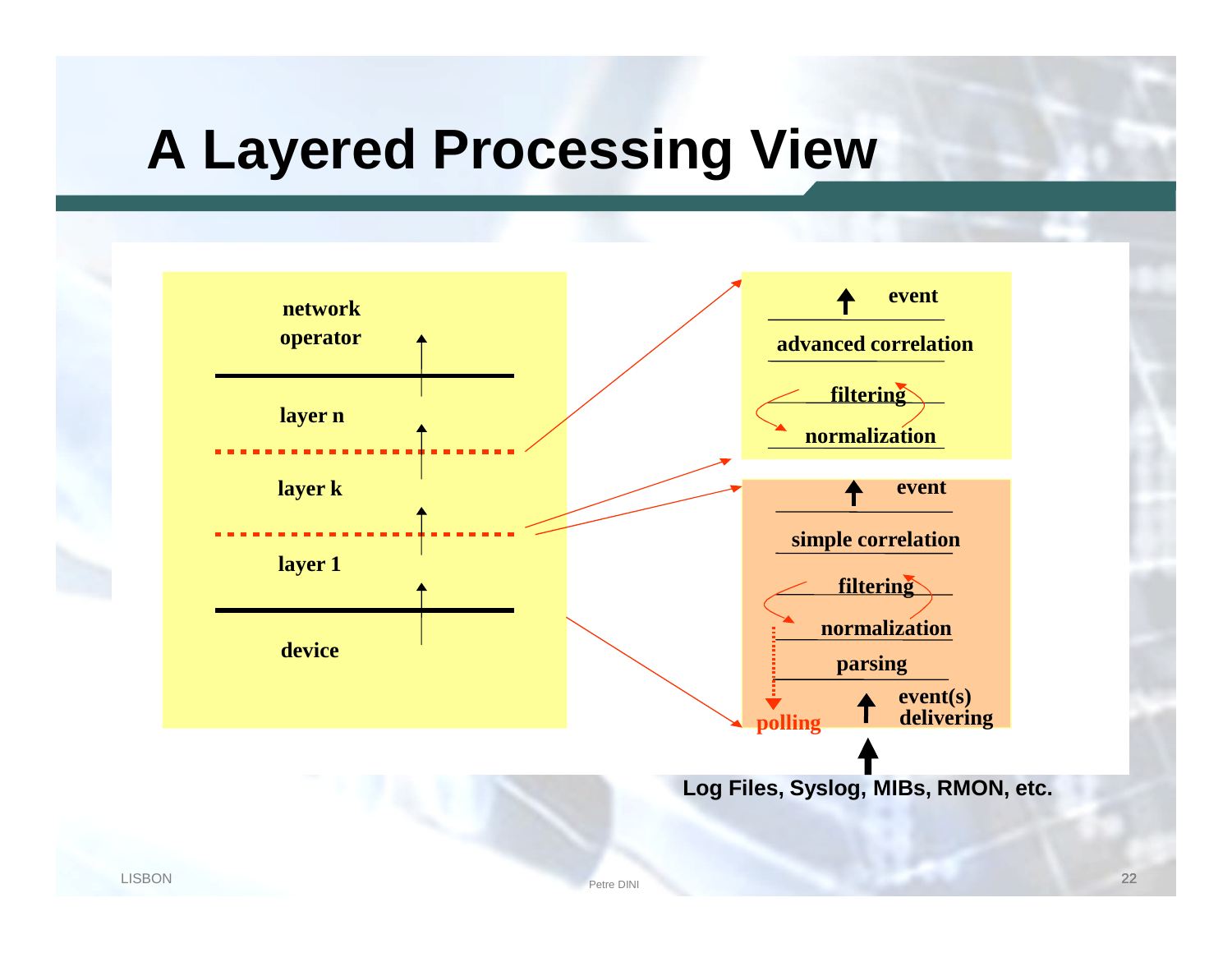# A Layered Processing View

network operator

layer n

layer k

layer 1

device

event

advanced correlation

filtering

normalization

event

simple correlation

filtering

normalization

parsing

event(s) delivering

polling

Log Files, Syslog, MIBs, RMON, etc.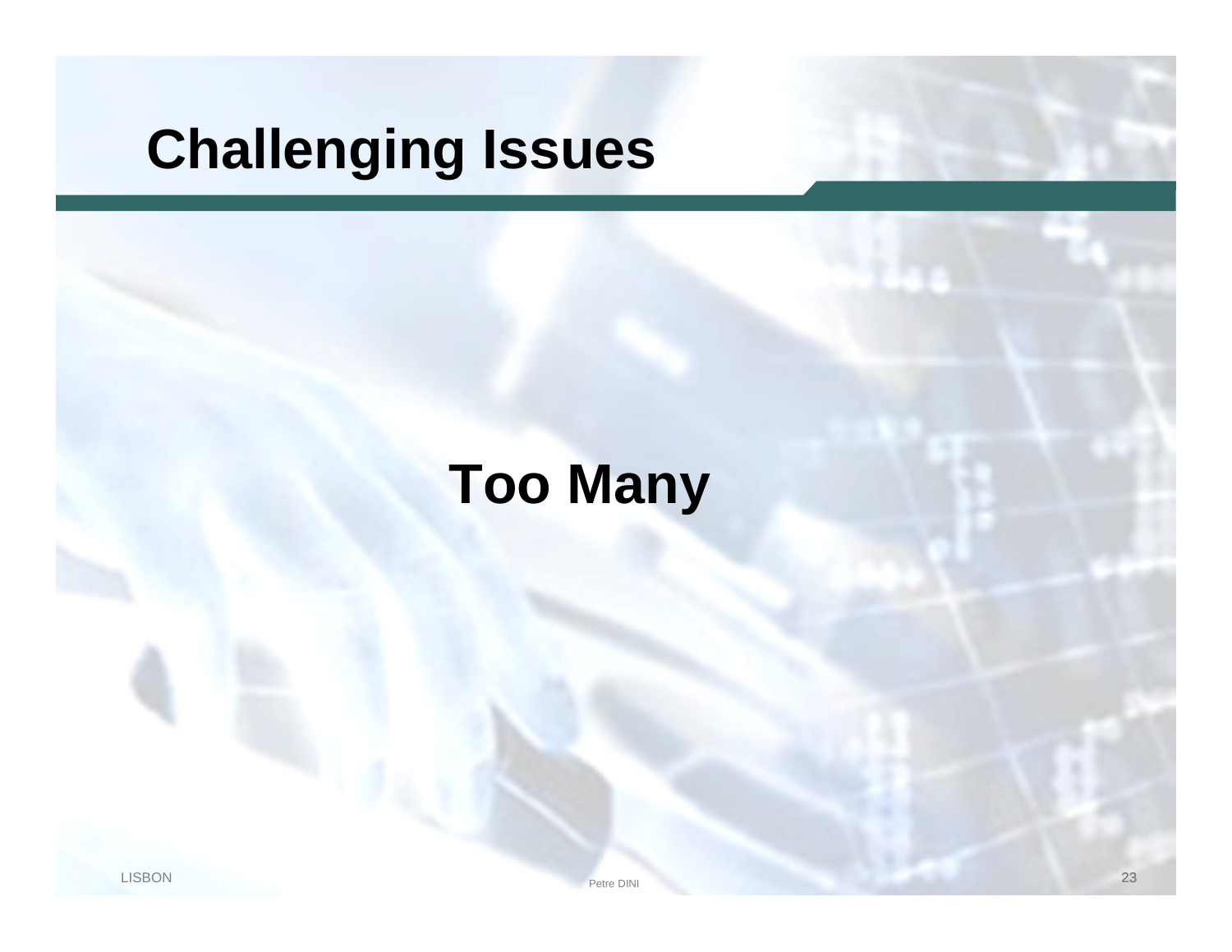# Challenging Issues

**Too Many**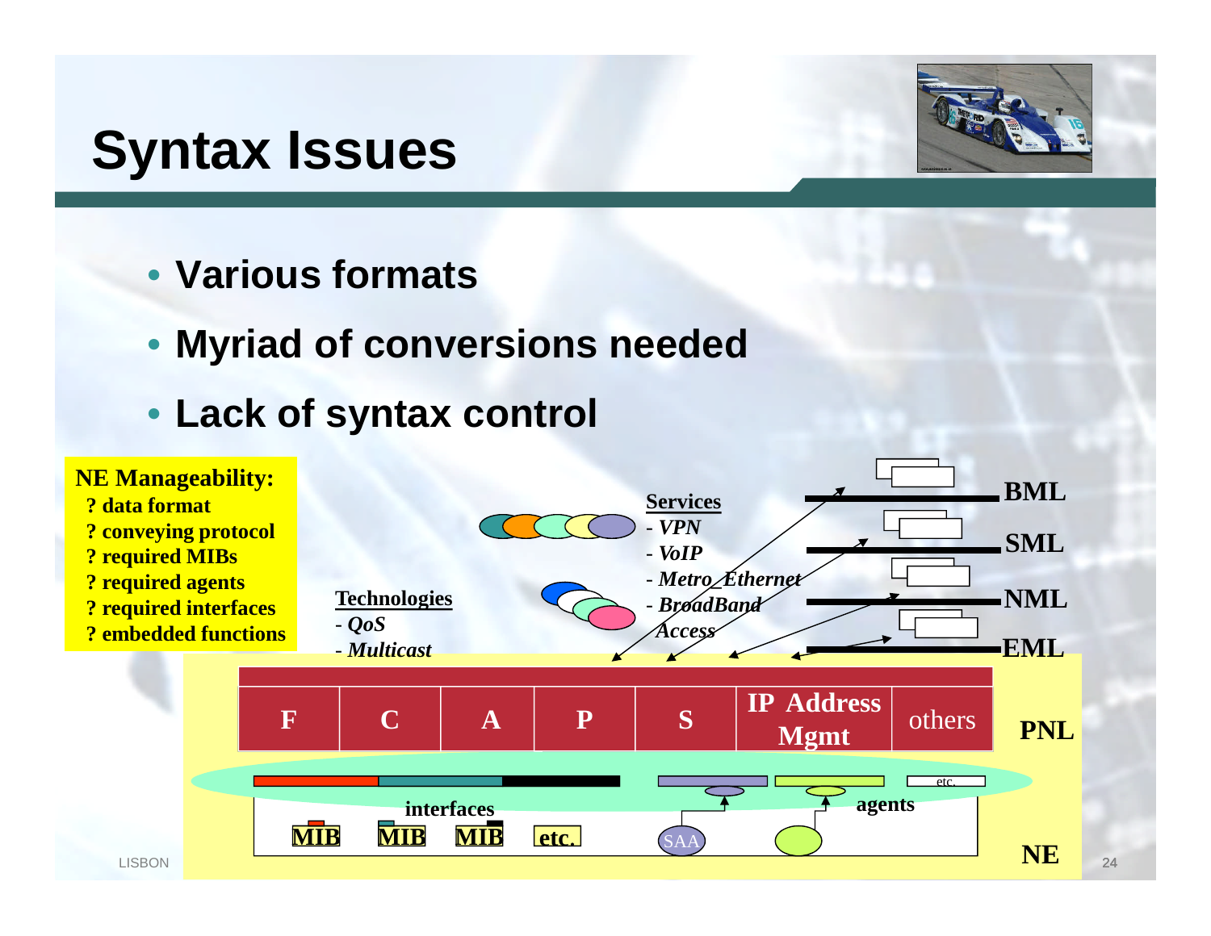# Syntax Issues

- **Various formats**
- **Myriad of conversions needed**
- **Lack of syntax control**

**NE Manageability:**
- **? data format**
- **? conveying protocol**
- **? required MIBs**
- **? required agents**
- **? required interfaces**
- **? embedded functions**

**Technologies**
- *QoS*
- *Multicast*

**Services**
- *VPN*
- *VoIP*
- *Metro_Ethernet*
- *BroadBand Access*

BML

SML

NML

EML

| F | C | A | P | S | IP Address Mgmt | others |
|---|---|---|---|---|---|---|

PNL

interfaces

agents

MIB MIB MIB etc.

SAA

etc.

NE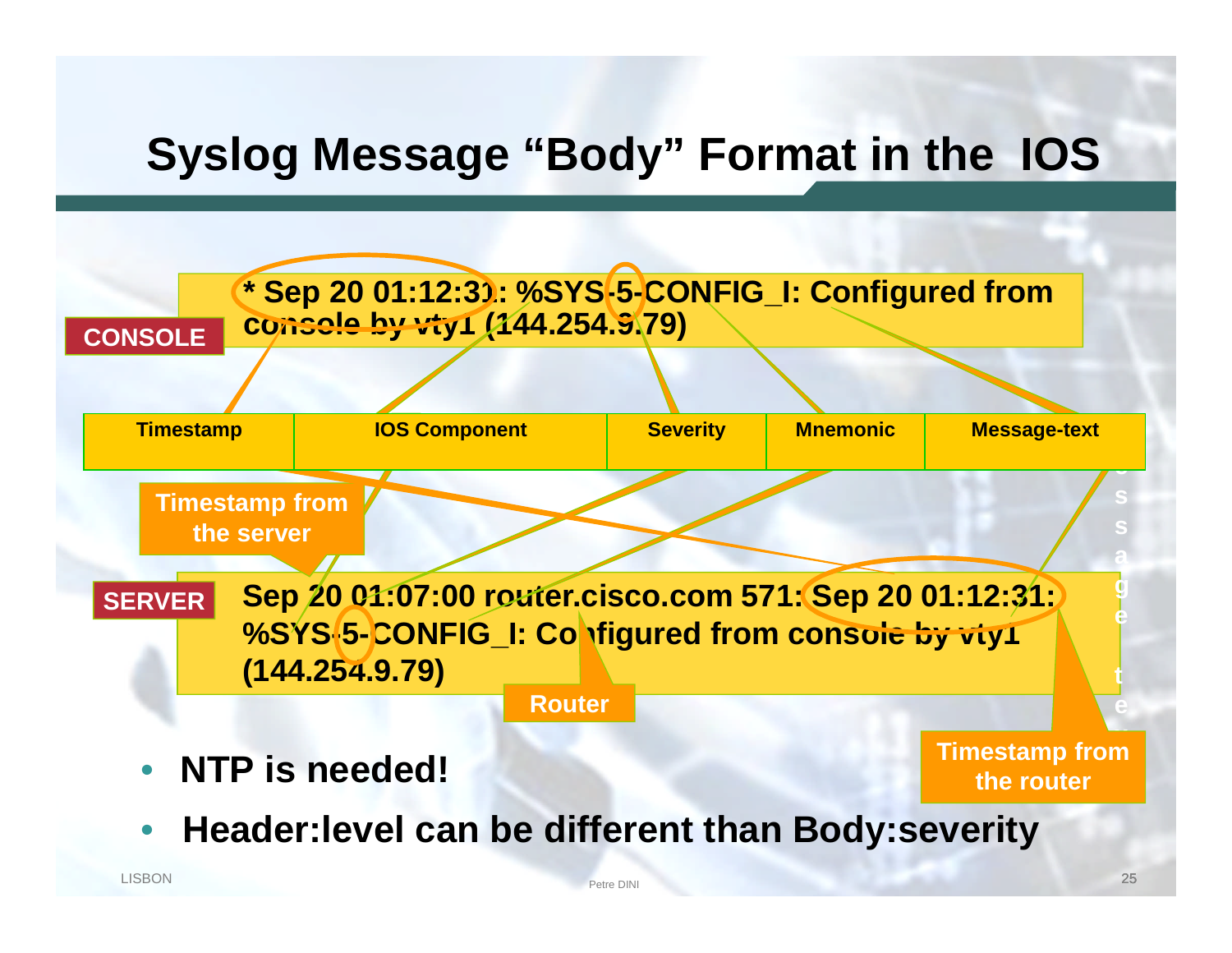# Syslog Message "Body" Format in the IOS

**CONSOLE**

**\* Sep 20 01:12:31: %SYS-5-CONFIG_I: Configured from console by vty1 (144.254.9.79)**

| Timestamp | IOS Component | Severity | Mnemonic | Message-text |
|---|---|---|---|---|

**Timestamp from the server**

**SERVER**

**Sep 20 01:07:00 router.cisco.com 571: Sep 20 01:12:31: %SYS-5-CONFIG_I: Configured from console by vty1 (144.254.9.79)**

**Router**

**Timestamp from the router**

- **NTP is needed!**
- **Header:level can be different than Body:severity**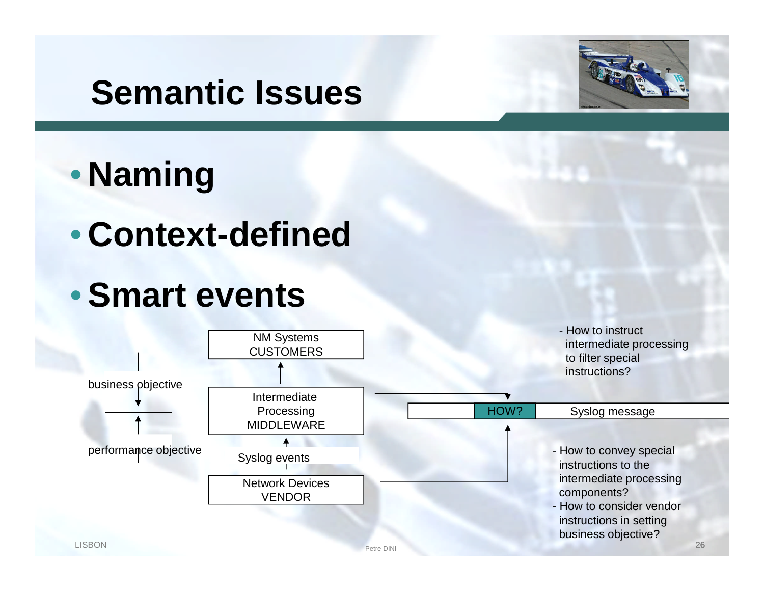# Semantic Issues

- **Naming**
- **Context-defined**
- **Smart events**

business objective

performance objective

NM Systems
CUSTOMERS

Intermediate
Processing
MIDDLEWARE

Syslog events

Network Devices
VENDOR

- How to instruct intermediate processing to filter special instructions?

HOW? | Syslog message

- How to convey special instructions to the intermediate processing components?
- How to consider vendor instructions in setting business objective?

LISBON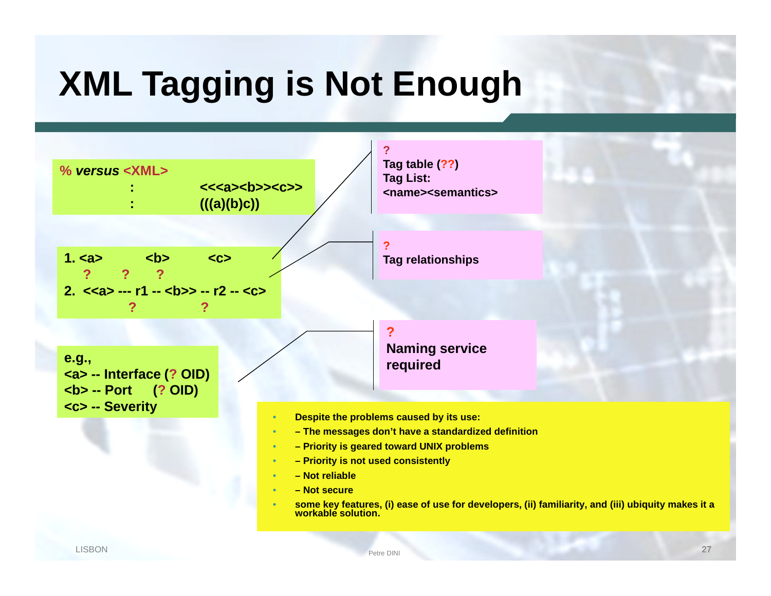# XML Tagging is Not Enough

% *versus* <XML>

: <<<a><b>><c>>

: (((a)(b)c))

1. <a> <b> <c>

   ? ? ?

2. <<a> --- r1 -- <b>> -- r2 -- <c>

   ? ?

e.g.,
<a> -- Interface (? OID)
<b> -- Port (? OID)
<c> -- Severity

?
Tag table (??)
Tag List:
<name><semantics>

?
Tag relationships

?
Naming service required

- Despite the problems caused by its use:
- – The messages don't have a standardized definition
- – Priority is geared toward UNIX problems
- – Priority is not used consistently
- – Not reliable
- – Not secure
- some key features, (i) ease of use for developers, (ii) familiarity, and (iii) ubiquity makes it a workable solution.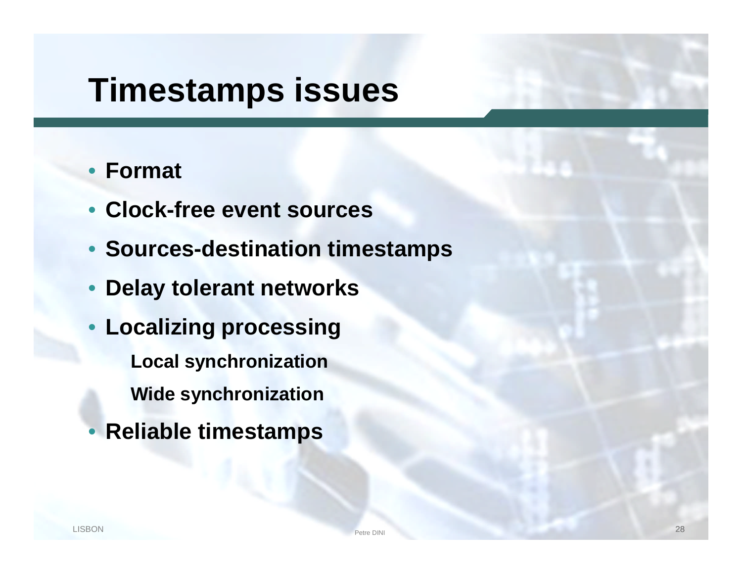# Timestamps issues

- **Format**
- **Clock-free event sources**
- **Sources-destination timestamps**
- **Delay tolerant networks**
- **Localizing processing**
  - **Local synchronization**
  - **Wide synchronization**
- **Reliable timestamps**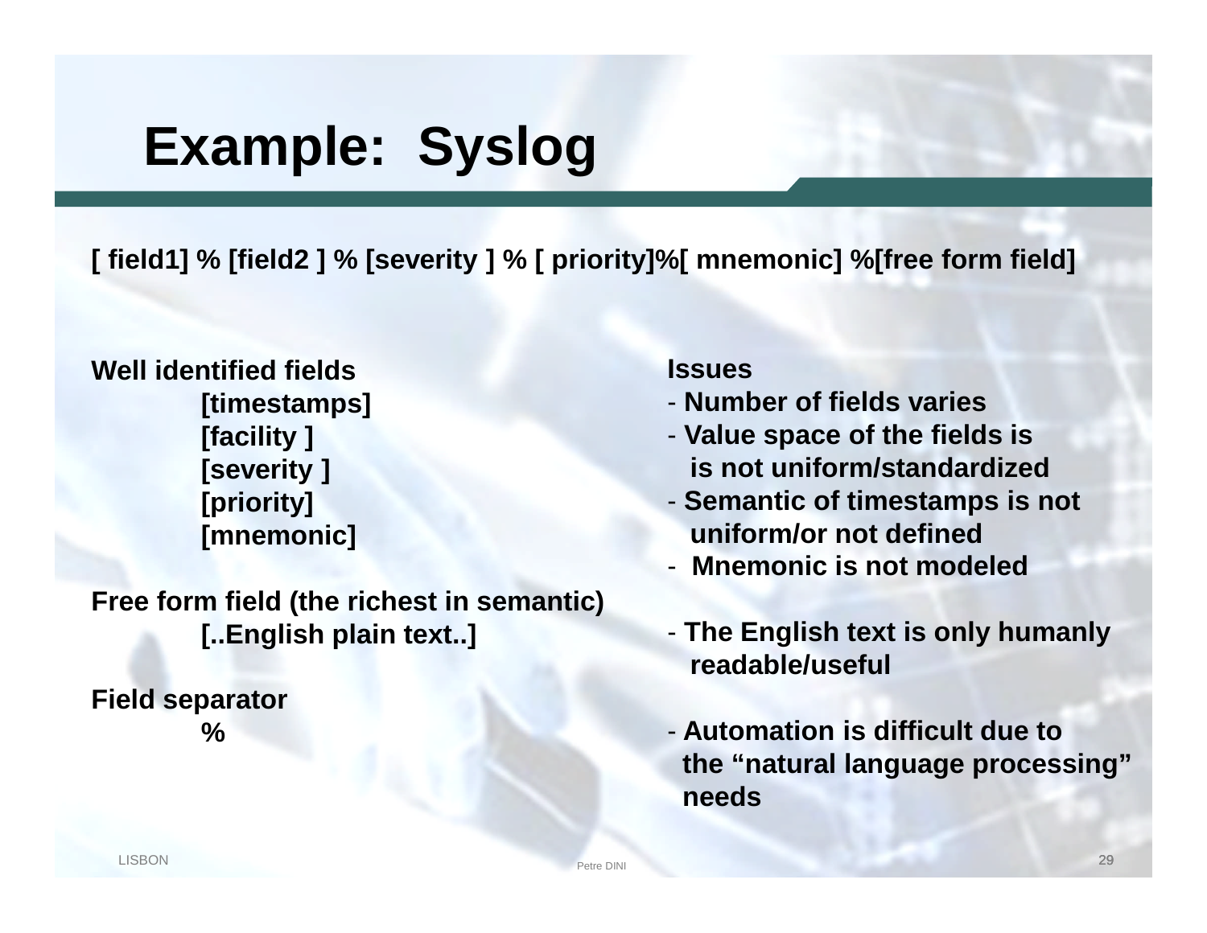# Example: Syslog

**[ field1] % [field2 ] % [severity ] % [ priority]%[ mnemonic] %[free form field]**

**Well identified fields**

- **[timestamps]**
- **[facility ]**
- **[severity ]**
- **[priority]**
- **[mnemonic]**

**Free form field (the richest in semantic)**

- **[..English plain text..]**

**Field separator**

- **%**

**Issues**

- **Number of fields varies**
- **Value space of the fields is is not uniform/standardized**
- **Semantic of timestamps is not uniform/or not defined**
- **Mnemonic is not modeled**
- **The English text is only humanly readable/useful**
- **Automation is difficult due to the "natural language processing" needs**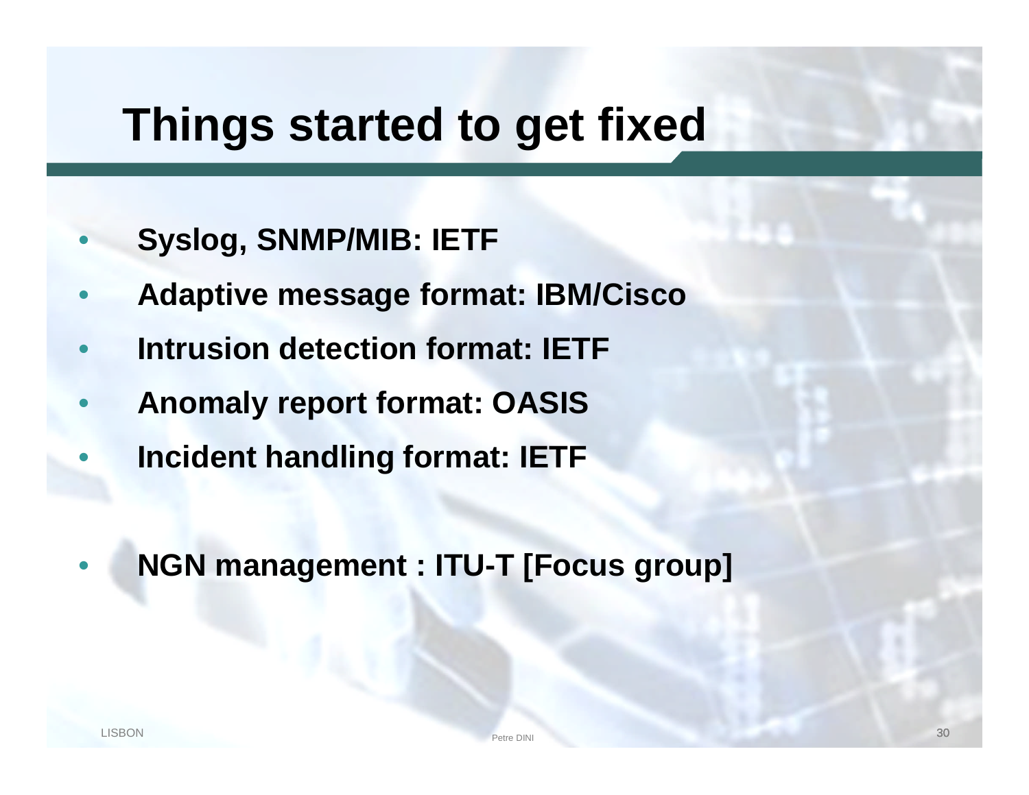# Things started to get fixed

- **Syslog, SNMP/MIB: IETF**
- **Adaptive message format: IBM/Cisco**
- **Intrusion detection format: IETF**
- **Anomaly report format: OASIS**
- **Incident handling format: IETF**

- **NGN management : ITU-T [Focus group]**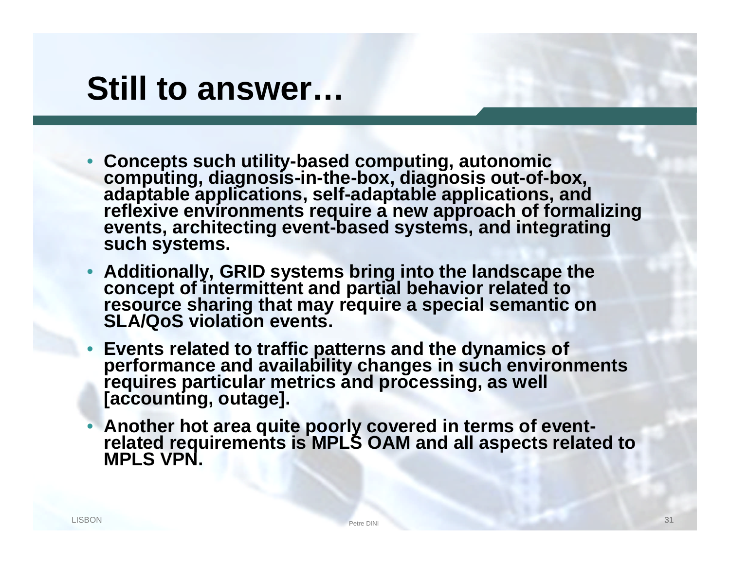# Still to answer…

- **Concepts such utility-based computing, autonomic computing, diagnosis-in-the-box, diagnosis out-of-box, adaptable applications, self-adaptable applications, and reflexive environments require a new approach of formalizing events, architecting event-based systems, and integrating such systems.**
- **Additionally, GRID systems bring into the landscape the concept of intermittent and partial behavior related to resource sharing that may require a special semantic on SLA/QoS violation events.**
- **Events related to traffic patterns and the dynamics of performance and availability changes in such environments requires particular metrics and processing, as well [accounting, outage].**
- **Another hot area quite poorly covered in terms of event-related requirements is MPLS OAM and all aspects related to MPLS VPN.**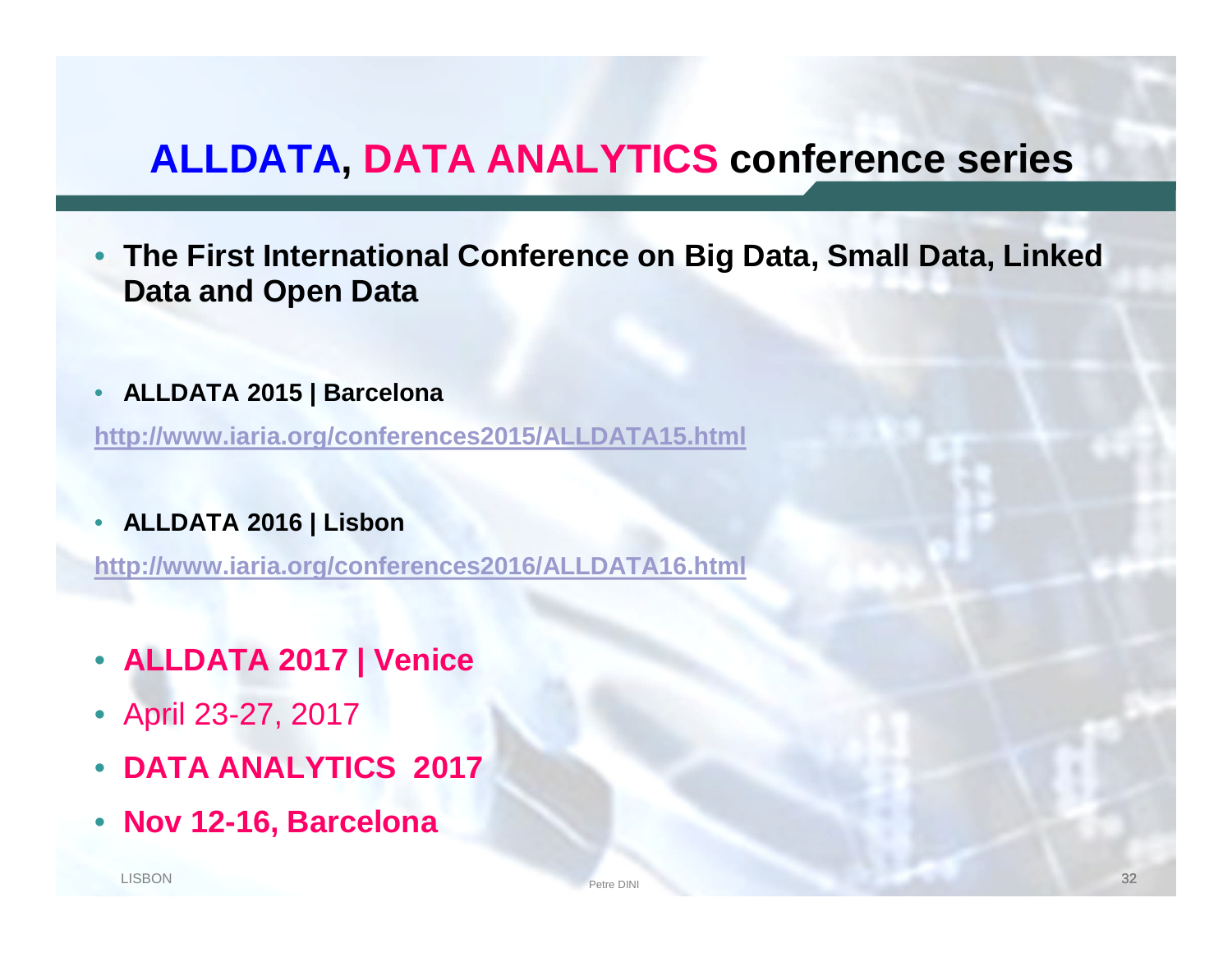# ALLDATA, DATA ANALYTICS conference series

- **The First International Conference on Big Data, Small Data, Linked Data and Open Data**

- **ALLDATA 2015 | Barcelona**

http://www.iaria.org/conferences2015/ALLDATA15.html

- **ALLDATA 2016 | Lisbon**

http://www.iaria.org/conferences2016/ALLDATA16.html

- **ALLDATA 2017 | Venice**
- April 23-27, 2017
- **DATA ANALYTICS 2017**
- **Nov 12-16, Barcelona**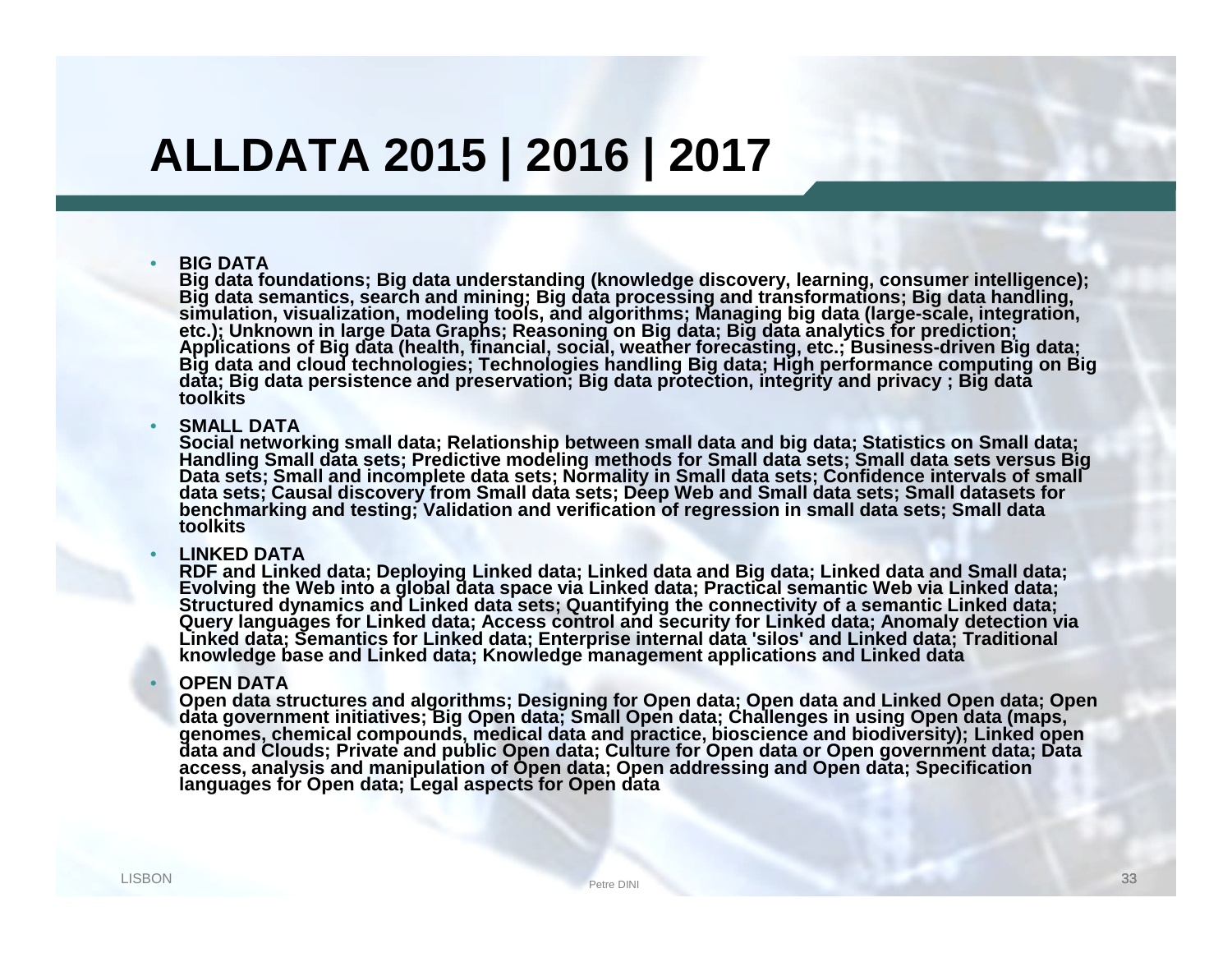# ALLDATA 2015 | 2016 | 2017

- **BIG DATA**
  **Big data foundations; Big data understanding (knowledge discovery, learning, consumer intelligence); Big data semantics, search and mining; Big data processing and transformations; Big data handling, simulation, visualization, modeling tools, and algorithms; Managing big data (large-scale, integration, etc.); Unknown in large Data Graphs; Reasoning on Big data; Big data analytics for prediction; Applications of Big data (health, financial, social, weather forecasting, etc.; Business-driven Big data; Big data and cloud technologies; Technologies handling Big data; High performance computing on Big data; Big data persistence and preservation; Big data protection, integrity and privacy ; Big data toolkits**

- **SMALL DATA**
  **Social networking small data; Relationship between small data and big data; Statistics on Small data; Handling Small data sets; Predictive modeling methods for Small data sets; Small data sets versus Big Data sets; Small and incomplete data sets; Normality in Small data sets; Confidence intervals of small data sets; Causal discovery from Small data sets; Deep Web and Small data sets; Small datasets for benchmarking and testing; Validation and verification of regression in small data sets; Small data toolkits**

- **LINKED DATA**
  **RDF and Linked data; Deploying Linked data; Linked data and Big data; Linked data and Small data; Evolving the Web into a global data space via Linked data; Practical semantic Web via Linked data; Structured dynamics and Linked data sets; Quantifying the connectivity of a semantic Linked data; Query languages for Linked data; Access control and security for Linked data; Anomaly detection via Linked data; Semantics for Linked data; Enterprise internal data 'silos' and Linked data; Traditional knowledge base and Linked data; Knowledge management applications and Linked data**

- **OPEN DATA**
  **Open data structures and algorithms; Designing for Open data; Open data and Linked Open data; Open data government initiatives; Big Open data; Small Open data; Challenges in using Open data (maps, genomes, chemical compounds, medical data and practice, bioscience and biodiversity); Linked open data and Clouds; Private and public Open data; Culture for Open data or Open government data; Data access, analysis and manipulation of Open data; Open addressing and Open data; Specification languages for Open data; Legal aspects for Open data**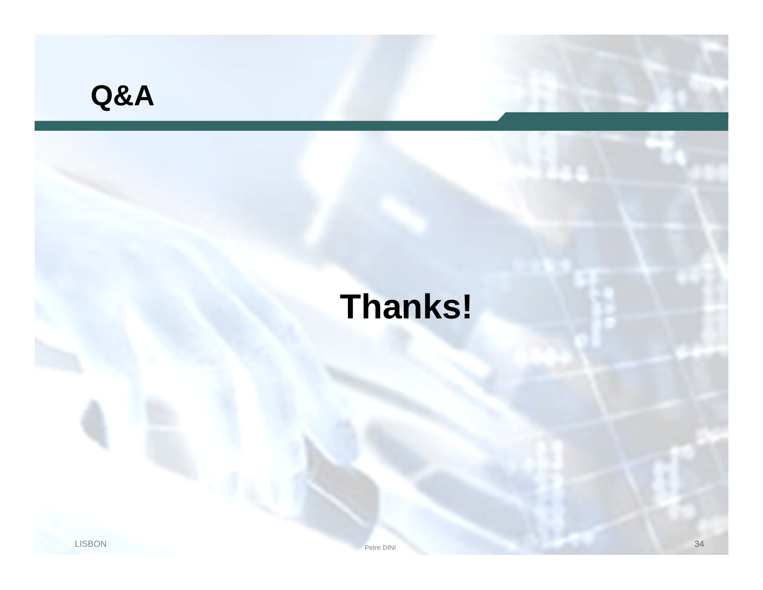# Q&A

**Thanks!**